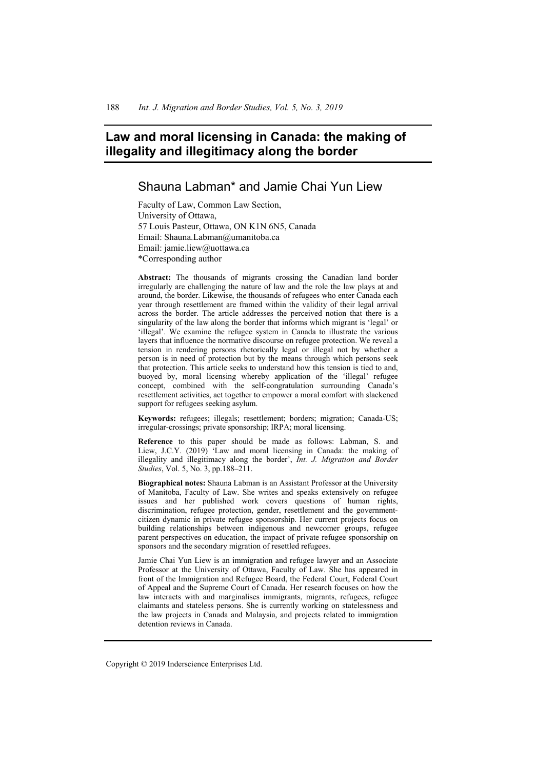# Law and moral licensing in Canada: the making of illegality and illegitimacy along the border

## Shauna Labman* and Jamie Chai Yun Liew

Faculty of Law, Common Law Section,
University of Ottawa,
57 Louis Pasteur, Ottawa, ON K1N 6N5, Canada
Email: Shauna.Labman@umanitoba.ca
Email: jamie.liew@uottawa.ca
*Corresponding author

**Abstract:** The thousands of migrants crossing the Canadian land border irregularly are challenging the nature of law and the role the law plays at and around, the border. Likewise, the thousands of refugees who enter Canada each year through resettlement are framed within the validity of their legal arrival across the border. The article addresses the perceived notion that there is a singularity of the law along the border that informs which migrant is 'legal' or 'illegal'. We examine the refugee system in Canada to illustrate the various layers that influence the normative discourse on refugee protection. We reveal a tension in rendering persons rhetorically legal or illegal not by whether a person is in need of protection but by the means through which persons seek that protection. This article seeks to understand how this tension is tied to and, buoyed by, moral licensing whereby application of the 'illegal' refugee concept, combined with the self-congratulation surrounding Canada's resettlement activities, act together to empower a moral comfort with slackened support for refugees seeking asylum.

**Keywords:** refugees; illegals; resettlement; borders; migration; Canada-US; irregular-crossings; private sponsorship; IRPA; moral licensing.

**Reference** to this paper should be made as follows: Labman, S. and Liew, J.C.Y. (2019) 'Law and moral licensing in Canada: the making of illegality and illegitimacy along the border', *Int. J. Migration and Border Studies*, Vol. 5, No. 3, pp.188–211.

**Biographical notes:** Shauna Labman is an Assistant Professor at the University of Manitoba, Faculty of Law. She writes and speaks extensively on refugee issues and her published work covers questions of human rights, discrimination, refugee protection, gender, resettlement and the government-citizen dynamic in private refugee sponsorship. Her current projects focus on building relationships between indigenous and newcomer groups, refugee parent perspectives on education, the impact of private refugee sponsorship on sponsors and the secondary migration of resettled refugees.

Jamie Chai Yun Liew is an immigration and refugee lawyer and an Associate Professor at the University of Ottawa, Faculty of Law. She has appeared in front of the Immigration and Refugee Board, the Federal Court, Federal Court of Appeal and the Supreme Court of Canada. Her research focuses on how the law interacts with and marginalises immigrants, migrants, refugees, refugee claimants and stateless persons. She is currently working on statelessness and the law projects in Canada and Malaysia, and projects related to immigration detention reviews in Canada.

Copyright © 2019 Inderscience Enterprises Ltd.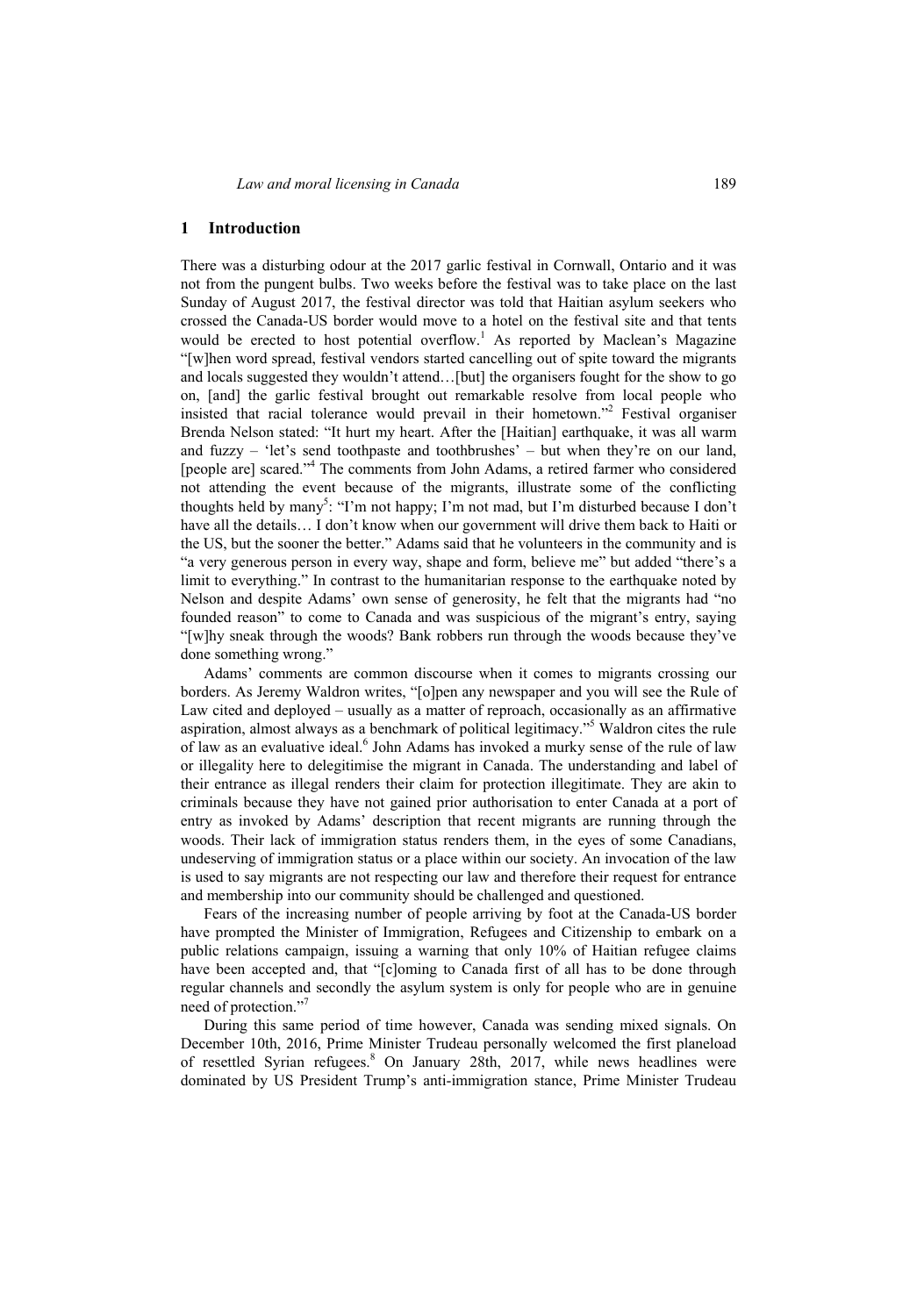## 1 Introduction

There was a disturbing odour at the 2017 garlic festival in Cornwall, Ontario and it was not from the pungent bulbs. Two weeks before the festival was to take place on the last Sunday of August 2017, the festival director was told that Haitian asylum seekers who crossed the Canada-US border would move to a hotel on the festival site and that tents would be erected to host potential overflow.[1] As reported by Maclean's Magazine "[w]hen word spread, festival vendors started cancelling out of spite toward the migrants and locals suggested they wouldn't attend…[but] the organisers fought for the show to go on, [and] the garlic festival brought out remarkable resolve from local people who insisted that racial tolerance would prevail in their hometown."[2] Festival organiser Brenda Nelson stated: "It hurt my heart. After the [Haitian] earthquake, it was all warm and fuzzy – 'let's send toothpaste and toothbrushes' – but when they're on our land, [people are] scared."[4] The comments from John Adams, a retired farmer who considered not attending the event because of the migrants, illustrate some of the conflicting thoughts held by many[5]: "I'm not happy; I'm not mad, but I'm disturbed because I don't have all the details… I don't know when our government will drive them back to Haiti or the US, but the sooner the better." Adams said that he volunteers in the community and is "a very generous person in every way, shape and form, believe me" but added "there's a limit to everything." In contrast to the humanitarian response to the earthquake noted by Nelson and despite Adams' own sense of generosity, he felt that the migrants had "no founded reason" to come to Canada and was suspicious of the migrant's entry, saying "[w]hy sneak through the woods? Bank robbers run through the woods because they've done something wrong."

Adams' comments are common discourse when it comes to migrants crossing our borders. As Jeremy Waldron writes, "[o]pen any newspaper and you will see the Rule of Law cited and deployed – usually as a matter of reproach, occasionally as an affirmative aspiration, almost always as a benchmark of political legitimacy."[5] Waldron cites the rule of law as an evaluative ideal.[6] John Adams has invoked a murky sense of the rule of law or illegality here to delegitimise the migrant in Canada. The understanding and label of their entrance as illegal renders their claim for protection illegitimate. They are akin to criminals because they have not gained prior authorisation to enter Canada at a port of entry as invoked by Adams' description that recent migrants are running through the woods. Their lack of immigration status renders them, in the eyes of some Canadians, undeserving of immigration status or a place within our society. An invocation of the law is used to say migrants are not respecting our law and therefore their request for entrance and membership into our community should be challenged and questioned.

Fears of the increasing number of people arriving by foot at the Canada-US border have prompted the Minister of Immigration, Refugees and Citizenship to embark on a public relations campaign, issuing a warning that only 10% of Haitian refugee claims have been accepted and, that "[c]oming to Canada first of all has to be done through regular channels and secondly the asylum system is only for people who are in genuine need of protection."[7]

During this same period of time however, Canada was sending mixed signals. On December 10th, 2016, Prime Minister Trudeau personally welcomed the first planeload of resettled Syrian refugees.[8] On January 28th, 2017, while news headlines were dominated by US President Trump's anti-immigration stance, Prime Minister Trudeau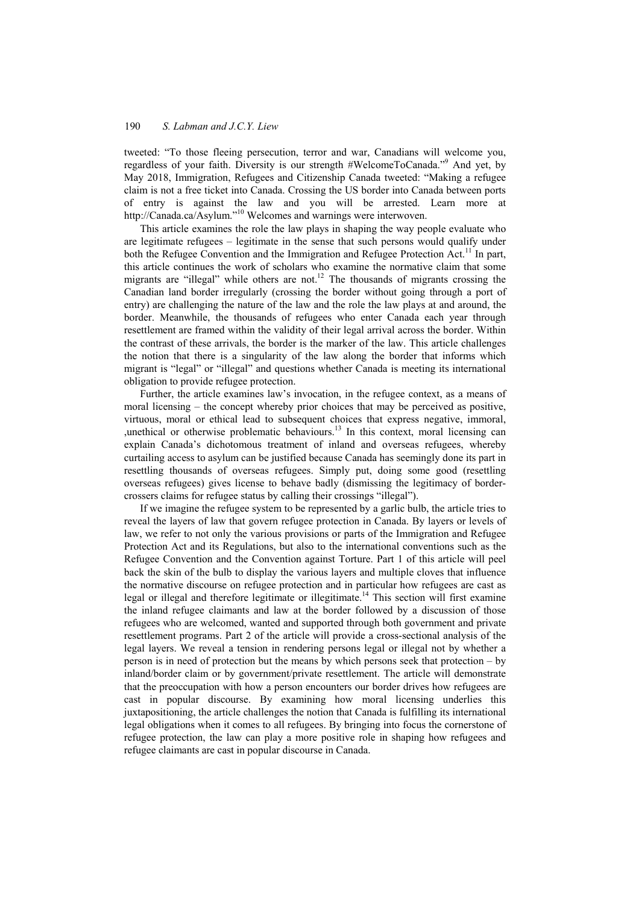tweeted: "To those fleeing persecution, terror and war, Canadians will welcome you, regardless of your faith. Diversity is our strength #WelcomeToCanada."[9] And yet, by May 2018, Immigration, Refugees and Citizenship Canada tweeted: "Making a refugee claim is not a free ticket into Canada. Crossing the US border into Canada between ports of entry is against the law and you will be arrested. Learn more at http://Canada.ca/Asylum."[10] Welcomes and warnings were interwoven.

This article examines the role the law plays in shaping the way people evaluate who are legitimate refugees – legitimate in the sense that such persons would qualify under both the Refugee Convention and the Immigration and Refugee Protection Act.[11] In part, this article continues the work of scholars who examine the normative claim that some migrants are "illegal" while others are not.[12] The thousands of migrants crossing the Canadian land border irregularly (crossing the border without going through a port of entry) are challenging the nature of the law and the role the law plays at and around, the border. Meanwhile, the thousands of refugees who enter Canada each year through resettlement are framed within the validity of their legal arrival across the border. Within the contrast of these arrivals, the border is the marker of the law. This article challenges the notion that there is a singularity of the law along the border that informs which migrant is "legal" or "illegal" and questions whether Canada is meeting its international obligation to provide refugee protection.

Further, the article examines law's invocation, in the refugee context, as a means of moral licensing – the concept whereby prior choices that may be perceived as positive, virtuous, moral or ethical lead to subsequent choices that express negative, immoral, ,unethical or otherwise problematic behaviours.[13] In this context, moral licensing can explain Canada's dichotomous treatment of inland and overseas refugees, whereby curtailing access to asylum can be justified because Canada has seemingly done its part in resettling thousands of overseas refugees. Simply put, doing some good (resettling overseas refugees) gives license to behave badly (dismissing the legitimacy of border-crossers claims for refugee status by calling their crossings "illegal").

If we imagine the refugee system to be represented by a garlic bulb, the article tries to reveal the layers of law that govern refugee protection in Canada. By layers or levels of law, we refer to not only the various provisions or parts of the Immigration and Refugee Protection Act and its Regulations, but also to the international conventions such as the Refugee Convention and the Convention against Torture. Part 1 of this article will peel back the skin of the bulb to display the various layers and multiple cloves that influence the normative discourse on refugee protection and in particular how refugees are cast as legal or illegal and therefore legitimate or illegitimate.[14] This section will first examine the inland refugee claimants and law at the border followed by a discussion of those refugees who are welcomed, wanted and supported through both government and private resettlement programs. Part 2 of the article will provide a cross-sectional analysis of the legal layers. We reveal a tension in rendering persons legal or illegal not by whether a person is in need of protection but the means by which persons seek that protection – by inland/border claim or by government/private resettlement. The article will demonstrate that the preoccupation with how a person encounters our border drives how refugees are cast in popular discourse. By examining how moral licensing underlies this juxtapositioning, the article challenges the notion that Canada is fulfilling its international legal obligations when it comes to all refugees. By bringing into focus the cornerstone of refugee protection, the law can play a more positive role in shaping how refugees and refugee claimants are cast in popular discourse in Canada.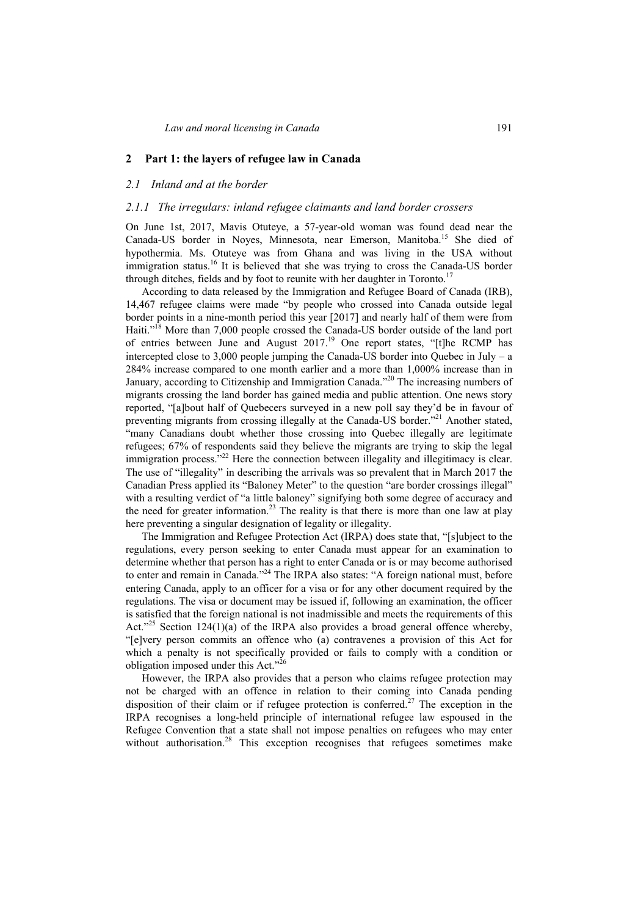## 2 Part 1: the layers of refugee law in Canada

### *2.1 Inland and at the border*

#### *2.1.1 The irregulars: inland refugee claimants and land border crossers*

On June 1st, 2017, Mavis Otuteye, a 57-year-old woman was found dead near the Canada-US border in Noyes, Minnesota, near Emerson, Manitoba.[15] She died of hypothermia. Ms. Otuteye was from Ghana and was living in the USA without immigration status.[16] It is believed that she was trying to cross the Canada-US border through ditches, fields and by foot to reunite with her daughter in Toronto.[17]

According to data released by the Immigration and Refugee Board of Canada (IRB), 14,467 refugee claims were made "by people who crossed into Canada outside legal border points in a nine-month period this year [2017] and nearly half of them were from Haiti."[18] More than 7,000 people crossed the Canada-US border outside of the land port of entries between June and August 2017.[19] One report states, "[t]he RCMP has intercepted close to 3,000 people jumping the Canada-US border into Quebec in July – a 284% increase compared to one month earlier and a more than 1,000% increase than in January, according to Citizenship and Immigration Canada."[20] The increasing numbers of migrants crossing the land border has gained media and public attention. One news story reported, "[a]bout half of Quebecers surveyed in a new poll say they'd be in favour of preventing migrants from crossing illegally at the Canada-US border."[21] Another stated, "many Canadians doubt whether those crossing into Quebec illegally are legitimate refugees; 67% of respondents said they believe the migrants are trying to skip the legal immigration process."[22] Here the connection between illegality and illegitimacy is clear. The use of "illegality" in describing the arrivals was so prevalent that in March 2017 the Canadian Press applied its "Baloney Meter" to the question "are border crossings illegal" with a resulting verdict of "a little baloney" signifying both some degree of accuracy and the need for greater information.[23] The reality is that there is more than one law at play here preventing a singular designation of legality or illegality.

The Immigration and Refugee Protection Act (IRPA) does state that, "[s]ubject to the regulations, every person seeking to enter Canada must appear for an examination to determine whether that person has a right to enter Canada or is or may become authorised to enter and remain in Canada."[24] The IRPA also states: "A foreign national must, before entering Canada, apply to an officer for a visa or for any other document required by the regulations. The visa or document may be issued if, following an examination, the officer is satisfied that the foreign national is not inadmissible and meets the requirements of this Act."[25] Section 124(1)(a) of the IRPA also provides a broad general offence whereby, "[e]very person commits an offence who (a) contravenes a provision of this Act for which a penalty is not specifically provided or fails to comply with a condition or obligation imposed under this Act."[26]

However, the IRPA also provides that a person who claims refugee protection may not be charged with an offence in relation to their coming into Canada pending disposition of their claim or if refugee protection is conferred.[27] The exception in the IRPA recognises a long-held principle of international refugee law espoused in the Refugee Convention that a state shall not impose penalties on refugees who may enter without authorisation.[28] This exception recognises that refugees sometimes make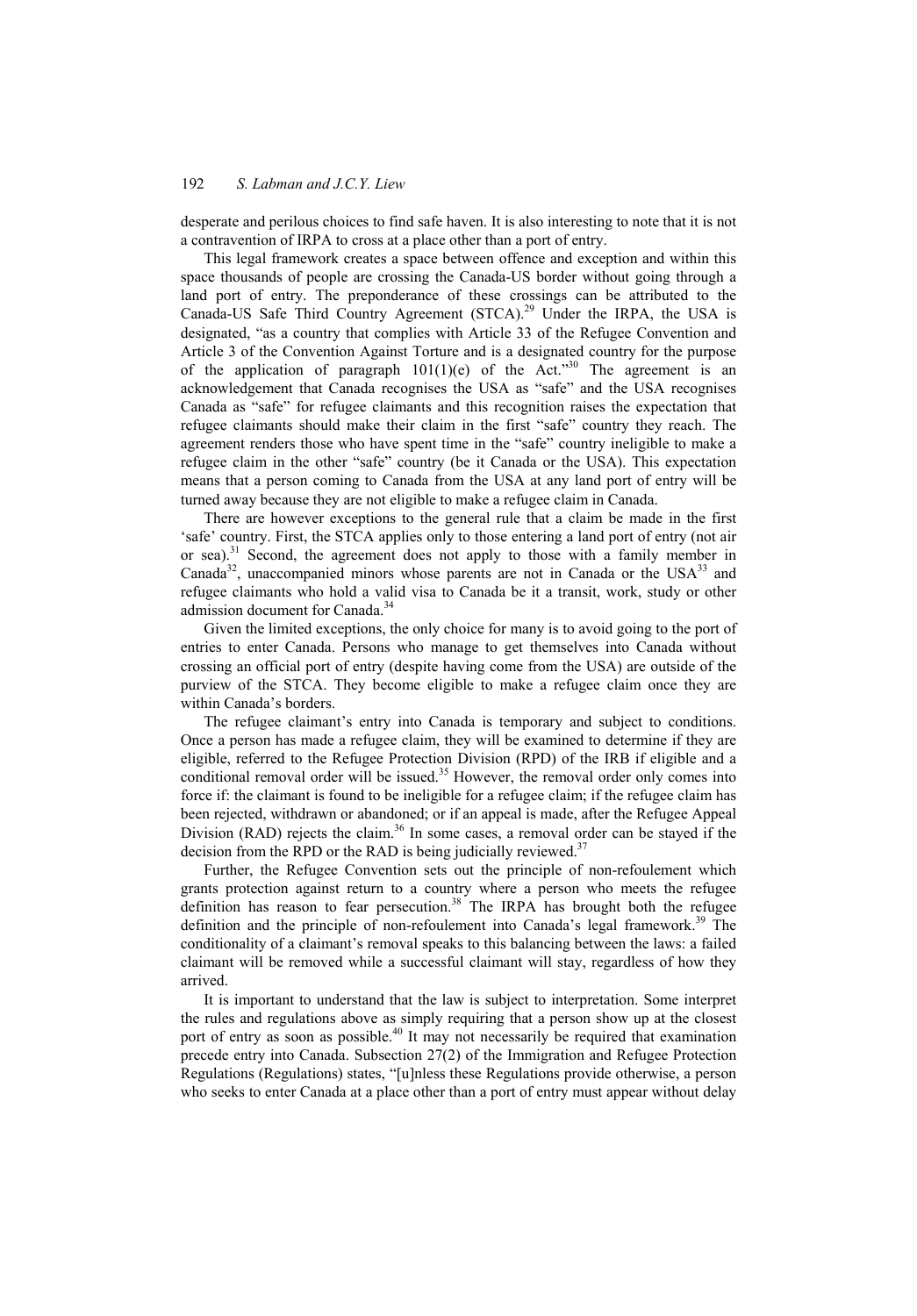desperate and perilous choices to find safe haven. It is also interesting to note that it is not a contravention of IRPA to cross at a place other than a port of entry.

This legal framework creates a space between offence and exception and within this space thousands of people are crossing the Canada-US border without going through a land port of entry. The preponderance of these crossings can be attributed to the Canada-US Safe Third Country Agreement (STCA).[29] Under the IRPA, the USA is designated, "as a country that complies with Article 33 of the Refugee Convention and Article 3 of the Convention Against Torture and is a designated country for the purpose of the application of paragraph 101(1)(e) of the Act."[30] The agreement is an acknowledgement that Canada recognises the USA as "safe" and the USA recognises Canada as "safe" for refugee claimants and this recognition raises the expectation that refugee claimants should make their claim in the first "safe" country they reach. The agreement renders those who have spent time in the "safe" country ineligible to make a refugee claim in the other "safe" country (be it Canada or the USA). This expectation means that a person coming to Canada from the USA at any land port of entry will be turned away because they are not eligible to make a refugee claim in Canada.

There are however exceptions to the general rule that a claim be made in the first 'safe' country. First, the STCA applies only to those entering a land port of entry (not air or sea).[31] Second, the agreement does not apply to those with a family member in Canada[32], unaccompanied minors whose parents are not in Canada or the USA[33] and refugee claimants who hold a valid visa to Canada be it a transit, work, study or other admission document for Canada.[34]

Given the limited exceptions, the only choice for many is to avoid going to the port of entries to enter Canada. Persons who manage to get themselves into Canada without crossing an official port of entry (despite having come from the USA) are outside of the purview of the STCA. They become eligible to make a refugee claim once they are within Canada's borders.

The refugee claimant's entry into Canada is temporary and subject to conditions. Once a person has made a refugee claim, they will be examined to determine if they are eligible, referred to the Refugee Protection Division (RPD) of the IRB if eligible and a conditional removal order will be issued.[35] However, the removal order only comes into force if: the claimant is found to be ineligible for a refugee claim; if the refugee claim has been rejected, withdrawn or abandoned; or if an appeal is made, after the Refugee Appeal Division (RAD) rejects the claim.[36] In some cases, a removal order can be stayed if the decision from the RPD or the RAD is being judicially reviewed.[37]

Further, the Refugee Convention sets out the principle of non-refoulement which grants protection against return to a country where a person who meets the refugee definition has reason to fear persecution.[38] The IRPA has brought both the refugee definition and the principle of non-refoulement into Canada's legal framework.[39] The conditionality of a claimant's removal speaks to this balancing between the laws: a failed claimant will be removed while a successful claimant will stay, regardless of how they arrived.

It is important to understand that the law is subject to interpretation. Some interpret the rules and regulations above as simply requiring that a person show up at the closest port of entry as soon as possible.[40] It may not necessarily be required that examination precede entry into Canada. Subsection 27(2) of the Immigration and Refugee Protection Regulations (Regulations) states, "[u]nless these Regulations provide otherwise, a person who seeks to enter Canada at a place other than a port of entry must appear without delay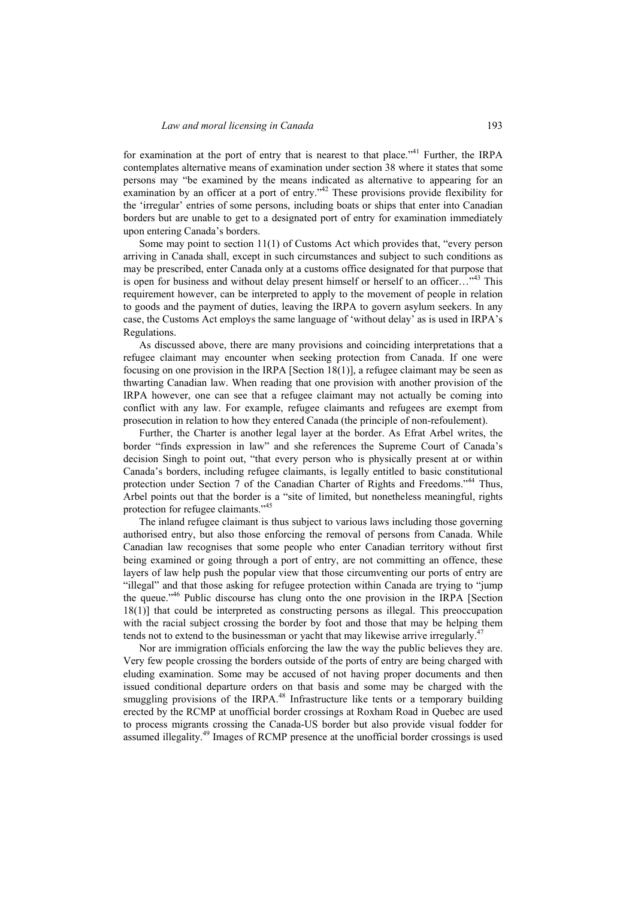for examination at the port of entry that is nearest to that place."[41] Further, the IRPA contemplates alternative means of examination under section 38 where it states that some persons may "be examined by the means indicated as alternative to appearing for an examination by an officer at a port of entry."[42] These provisions provide flexibility for the 'irregular' entries of some persons, including boats or ships that enter into Canadian borders but are unable to get to a designated port of entry for examination immediately upon entering Canada's borders.

Some may point to section 11(1) of Customs Act which provides that, "every person arriving in Canada shall, except in such circumstances and subject to such conditions as may be prescribed, enter Canada only at a customs office designated for that purpose that is open for business and without delay present himself or herself to an officer…"[43] This requirement however, can be interpreted to apply to the movement of people in relation to goods and the payment of duties, leaving the IRPA to govern asylum seekers. In any case, the Customs Act employs the same language of 'without delay' as is used in IRPA's Regulations.

As discussed above, there are many provisions and coinciding interpretations that a refugee claimant may encounter when seeking protection from Canada. If one were focusing on one provision in the IRPA [Section 18(1)], a refugee claimant may be seen as thwarting Canadian law. When reading that one provision with another provision of the IRPA however, one can see that a refugee claimant may not actually be coming into conflict with any law. For example, refugee claimants and refugees are exempt from prosecution in relation to how they entered Canada (the principle of non-refoulement).

Further, the Charter is another legal layer at the border. As Efrat Arbel writes, the border "finds expression in law" and she references the Supreme Court of Canada's decision Singh to point out, "that every person who is physically present at or within Canada's borders, including refugee claimants, is legally entitled to basic constitutional protection under Section 7 of the Canadian Charter of Rights and Freedoms."[44] Thus, Arbel points out that the border is a "site of limited, but nonetheless meaningful, rights protection for refugee claimants."[45]

The inland refugee claimant is thus subject to various laws including those governing authorised entry, but also those enforcing the removal of persons from Canada. While Canadian law recognises that some people who enter Canadian territory without first being examined or going through a port of entry, are not committing an offence, these layers of law help push the popular view that those circumventing our ports of entry are "illegal" and that those asking for refugee protection within Canada are trying to "jump the queue."[46] Public discourse has clung onto the one provision in the IRPA [Section 18(1)] that could be interpreted as constructing persons as illegal. This preoccupation with the racial subject crossing the border by foot and those that may be helping them tends not to extend to the businessman or yacht that may likewise arrive irregularly.[47]

Nor are immigration officials enforcing the law the way the public believes they are. Very few people crossing the borders outside of the ports of entry are being charged with eluding examination. Some may be accused of not having proper documents and then issued conditional departure orders on that basis and some may be charged with the smuggling provisions of the IRPA.[48] Infrastructure like tents or a temporary building erected by the RCMP at unofficial border crossings at Roxham Road in Quebec are used to process migrants crossing the Canada-US border but also provide visual fodder for assumed illegality.[49] Images of RCMP presence at the unofficial border crossings is used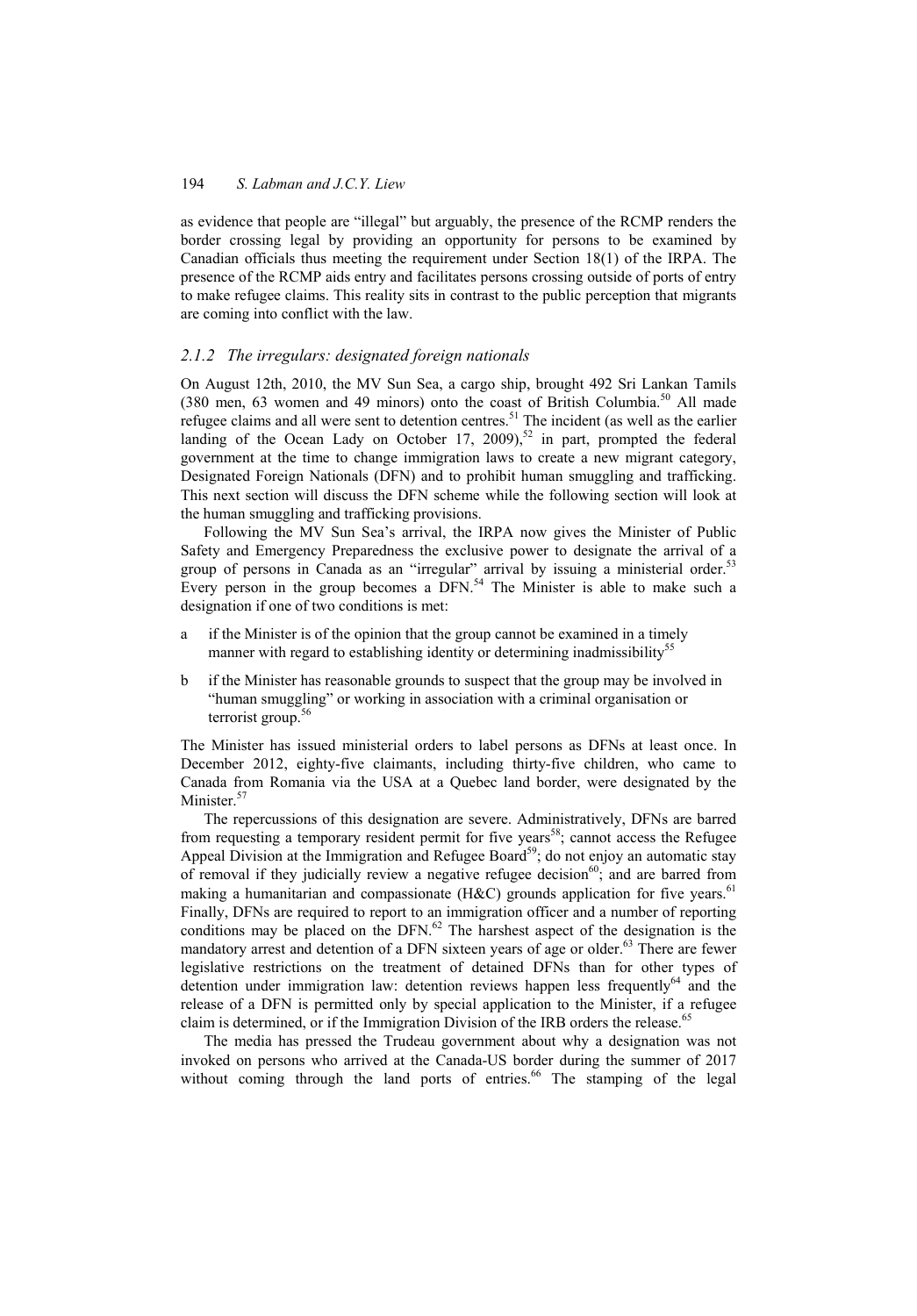as evidence that people are "illegal" but arguably, the presence of the RCMP renders the border crossing legal by providing an opportunity for persons to be examined by Canadian officials thus meeting the requirement under Section 18(1) of the IRPA. The presence of the RCMP aids entry and facilitates persons crossing outside of ports of entry to make refugee claims. This reality sits in contrast to the public perception that migrants are coming into conflict with the law.

### *2.1.2 The irregulars: designated foreign nationals*

On August 12th, 2010, the MV Sun Sea, a cargo ship, brought 492 Sri Lankan Tamils (380 men, 63 women and 49 minors) onto the coast of British Columbia.[50] All made refugee claims and all were sent to detention centres.[51] The incident (as well as the earlier landing of the Ocean Lady on October 17, 2009),[52] in part, prompted the federal government at the time to change immigration laws to create a new migrant category, Designated Foreign Nationals (DFN) and to prohibit human smuggling and trafficking. This next section will discuss the DFN scheme while the following section will look at the human smuggling and trafficking provisions.

Following the MV Sun Sea's arrival, the IRPA now gives the Minister of Public Safety and Emergency Preparedness the exclusive power to designate the arrival of a group of persons in Canada as an "irregular" arrival by issuing a ministerial order.[53] Every person in the group becomes a DFN.[54] The Minister is able to make such a designation if one of two conditions is met:

a if the Minister is of the opinion that the group cannot be examined in a timely manner with regard to establishing identity or determining inadmissibility[55]

b if the Minister has reasonable grounds to suspect that the group may be involved in "human smuggling" or working in association with a criminal organisation or terrorist group.[56]

The Minister has issued ministerial orders to label persons as DFNs at least once. In December 2012, eighty-five claimants, including thirty-five children, who came to Canada from Romania via the USA at a Quebec land border, were designated by the Minister.[57]

The repercussions of this designation are severe. Administratively, DFNs are barred from requesting a temporary resident permit for five years[58]; cannot access the Refugee Appeal Division at the Immigration and Refugee Board[59]; do not enjoy an automatic stay of removal if they judicially review a negative refugee decision[60]; and are barred from making a humanitarian and compassionate (H&C) grounds application for five years.[61] Finally, DFNs are required to report to an immigration officer and a number of reporting conditions may be placed on the DFN.[62] The harshest aspect of the designation is the mandatory arrest and detention of a DFN sixteen years of age or older.[63] There are fewer legislative restrictions on the treatment of detained DFNs than for other types of detention under immigration law: detention reviews happen less frequently[64] and the release of a DFN is permitted only by special application to the Minister, if a refugee claim is determined, or if the Immigration Division of the IRB orders the release.[65]

The media has pressed the Trudeau government about why a designation was not invoked on persons who arrived at the Canada-US border during the summer of 2017 without coming through the land ports of entries.[66] The stamping of the legal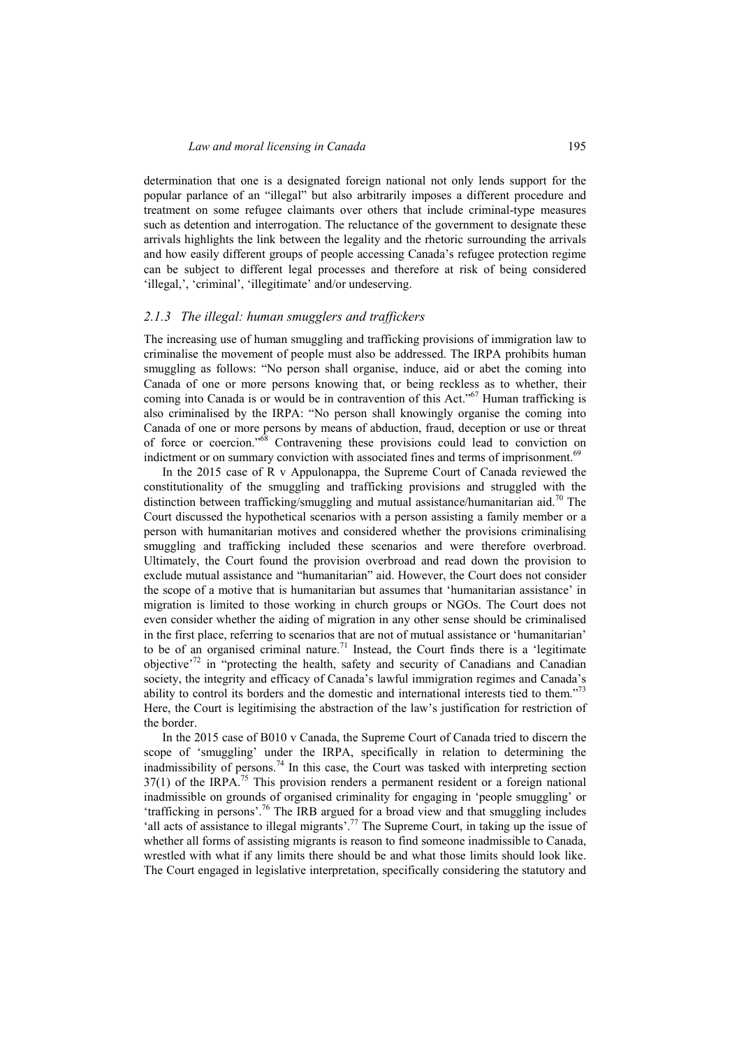determination that one is a designated foreign national not only lends support for the popular parlance of an "illegal" but also arbitrarily imposes a different procedure and treatment on some refugee claimants over others that include criminal-type measures such as detention and interrogation. The reluctance of the government to designate these arrivals highlights the link between the legality and the rhetoric surrounding the arrivals and how easily different groups of people accessing Canada's refugee protection regime can be subject to different legal processes and therefore at risk of being considered 'illegal,', 'criminal', 'illegitimate' and/or undeserving.

### *2.1.3 The illegal: human smugglers and traffickers*

The increasing use of human smuggling and trafficking provisions of immigration law to criminalise the movement of people must also be addressed. The IRPA prohibits human smuggling as follows: "No person shall organise, induce, aid or abet the coming into Canada of one or more persons knowing that, or being reckless as to whether, their coming into Canada is or would be in contravention of this Act."[67] Human trafficking is also criminalised by the IRPA: "No person shall knowingly organise the coming into Canada of one or more persons by means of abduction, fraud, deception or use or threat of force or coercion."[68] Contravening these provisions could lead to conviction on indictment or on summary conviction with associated fines and terms of imprisonment.[69]

In the 2015 case of R v Appulonappa, the Supreme Court of Canada reviewed the constitutionality of the smuggling and trafficking provisions and struggled with the distinction between trafficking/smuggling and mutual assistance/humanitarian aid.[70] The Court discussed the hypothetical scenarios with a person assisting a family member or a person with humanitarian motives and considered whether the provisions criminalising smuggling and trafficking included these scenarios and were therefore overbroad. Ultimately, the Court found the provision overbroad and read down the provision to exclude mutual assistance and "humanitarian" aid. However, the Court does not consider the scope of a motive that is humanitarian but assumes that 'humanitarian assistance' in migration is limited to those working in church groups or NGOs. The Court does not even consider whether the aiding of migration in any other sense should be criminalised in the first place, referring to scenarios that are not of mutual assistance or 'humanitarian' to be of an organised criminal nature.[71] Instead, the Court finds there is a 'legitimate objective'[72] in "protecting the health, safety and security of Canadians and Canadian society, the integrity and efficacy of Canada's lawful immigration regimes and Canada's ability to control its borders and the domestic and international interests tied to them."[73] Here, the Court is legitimising the abstraction of the law's justification for restriction of the border.

In the 2015 case of B010 v Canada, the Supreme Court of Canada tried to discern the scope of 'smuggling' under the IRPA, specifically in relation to determining the inadmissibility of persons.[74] In this case, the Court was tasked with interpreting section 37(1) of the IRPA.[75] This provision renders a permanent resident or a foreign national inadmissible on grounds of organised criminality for engaging in 'people smuggling' or 'trafficking in persons'.[76] The IRB argued for a broad view and that smuggling includes 'all acts of assistance to illegal migrants'.[77] The Supreme Court, in taking up the issue of whether all forms of assisting migrants is reason to find someone inadmissible to Canada, wrestled with what if any limits there should be and what those limits should look like. The Court engaged in legislative interpretation, specifically considering the statutory and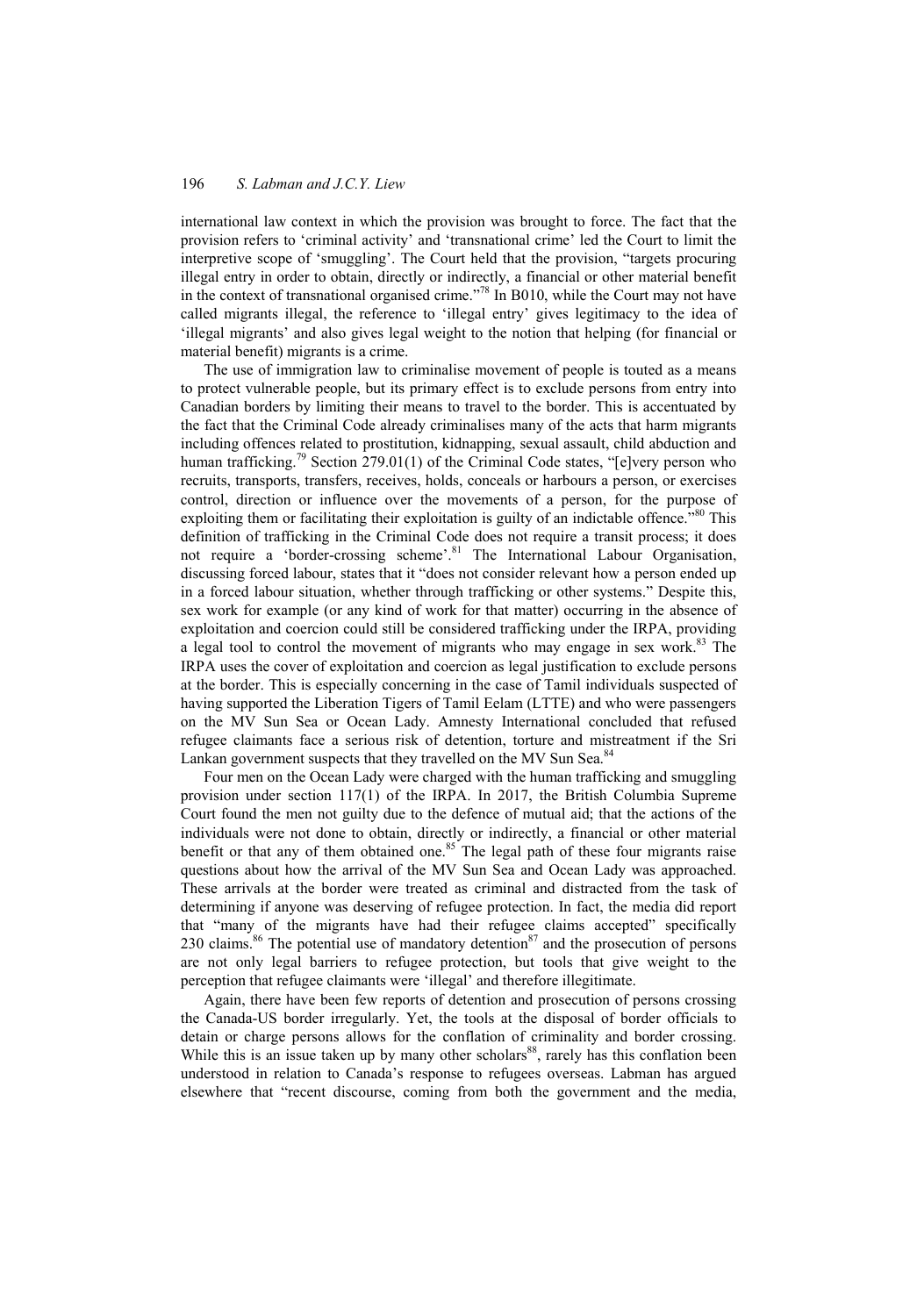international law context in which the provision was brought to force. The fact that the provision refers to 'criminal activity' and 'transnational crime' led the Court to limit the interpretive scope of 'smuggling'. The Court held that the provision, "targets procuring illegal entry in order to obtain, directly or indirectly, a financial or other material benefit in the context of transnational organised crime."[78] In B010, while the Court may not have called migrants illegal, the reference to 'illegal entry' gives legitimacy to the idea of 'illegal migrants' and also gives legal weight to the notion that helping (for financial or material benefit) migrants is a crime.

The use of immigration law to criminalise movement of people is touted as a means to protect vulnerable people, but its primary effect is to exclude persons from entry into Canadian borders by limiting their means to travel to the border. This is accentuated by the fact that the Criminal Code already criminalises many of the acts that harm migrants including offences related to prostitution, kidnapping, sexual assault, child abduction and human trafficking.[79] Section 279.01(1) of the Criminal Code states, "[e]very person who recruits, transports, transfers, receives, holds, conceals or harbours a person, or exercises control, direction or influence over the movements of a person, for the purpose of exploiting them or facilitating their exploitation is guilty of an indictable offence."[80] This definition of trafficking in the Criminal Code does not require a transit process; it does not require a 'border-crossing scheme'.[81] The International Labour Organisation, discussing forced labour, states that it "does not consider relevant how a person ended up in a forced labour situation, whether through trafficking or other systems." Despite this, sex work for example (or any kind of work for that matter) occurring in the absence of exploitation and coercion could still be considered trafficking under the IRPA, providing a legal tool to control the movement of migrants who may engage in sex work.[83] The IRPA uses the cover of exploitation and coercion as legal justification to exclude persons at the border. This is especially concerning in the case of Tamil individuals suspected of having supported the Liberation Tigers of Tamil Eelam (LTTE) and who were passengers on the MV Sun Sea or Ocean Lady. Amnesty International concluded that refused refugee claimants face a serious risk of detention, torture and mistreatment if the Sri Lankan government suspects that they travelled on the MV Sun Sea.[84]

Four men on the Ocean Lady were charged with the human trafficking and smuggling provision under section 117(1) of the IRPA. In 2017, the British Columbia Supreme Court found the men not guilty due to the defence of mutual aid; that the actions of the individuals were not done to obtain, directly or indirectly, a financial or other material benefit or that any of them obtained one.[85] The legal path of these four migrants raise questions about how the arrival of the MV Sun Sea and Ocean Lady was approached. These arrivals at the border were treated as criminal and distracted from the task of determining if anyone was deserving of refugee protection. In fact, the media did report that "many of the migrants have had their refugee claims accepted" specifically 230 claims.[86] The potential use of mandatory detention[87] and the prosecution of persons are not only legal barriers to refugee protection, but tools that give weight to the perception that refugee claimants were 'illegal' and therefore illegitimate.

Again, there have been few reports of detention and prosecution of persons crossing the Canada-US border irregularly. Yet, the tools at the disposal of border officials to detain or charge persons allows for the conflation of criminality and border crossing. While this is an issue taken up by many other scholars[88], rarely has this conflation been understood in relation to Canada's response to refugees overseas. Labman has argued elsewhere that "recent discourse, coming from both the government and the media,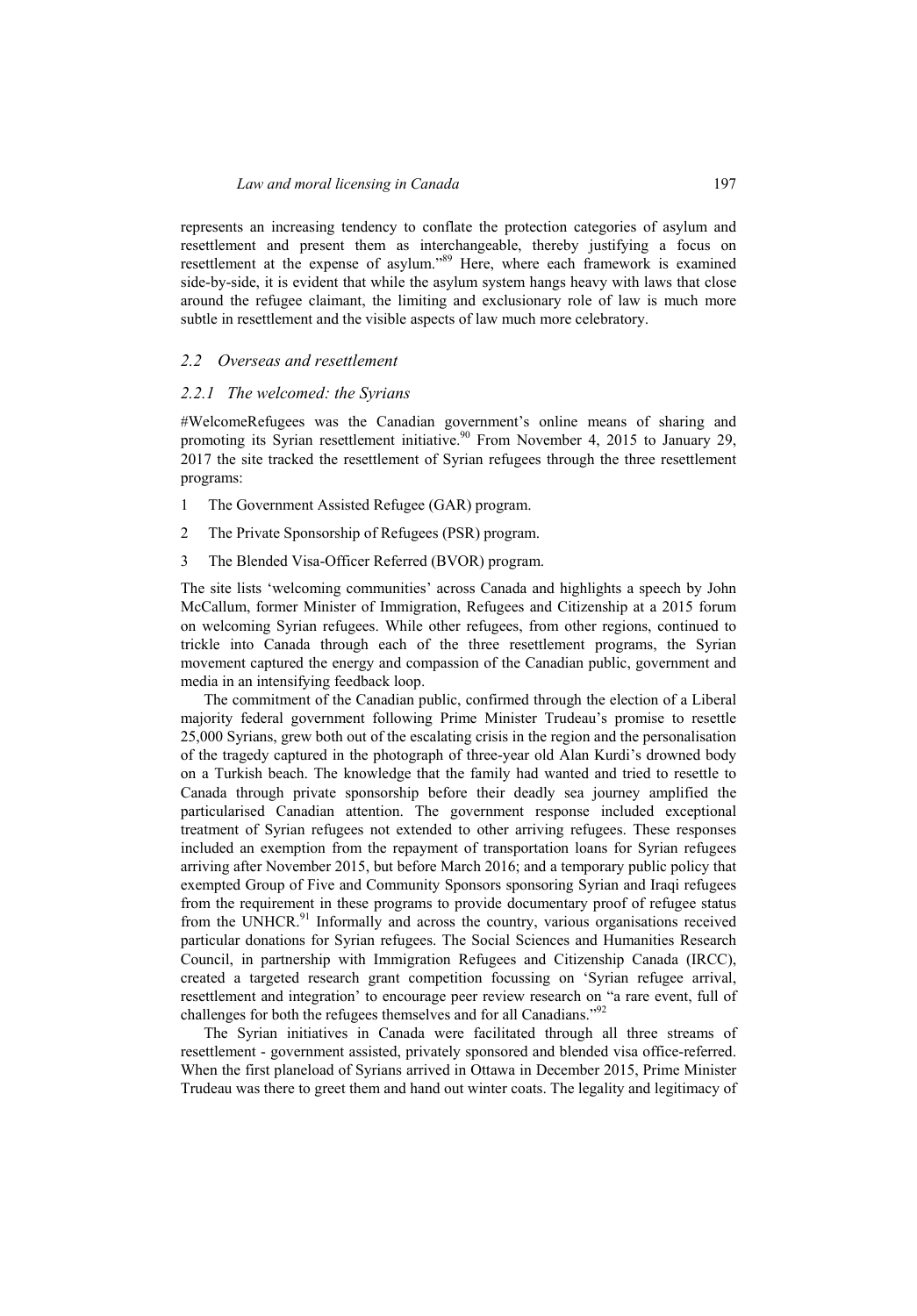represents an increasing tendency to conflate the protection categories of asylum and resettlement and present them as interchangeable, thereby justifying a focus on resettlement at the expense of asylum."[89] Here, where each framework is examined side-by-side, it is evident that while the asylum system hangs heavy with laws that close around the refugee claimant, the limiting and exclusionary role of law is much more subtle in resettlement and the visible aspects of law much more celebratory.

### *2.2 Overseas and resettlement*

#### *2.2.1 The welcomed: the Syrians*

#WelcomeRefugees was the Canadian government's online means of sharing and promoting its Syrian resettlement initiative.[90] From November 4, 2015 to January 29, 2017 the site tracked the resettlement of Syrian refugees through the three resettlement programs:

1. The Government Assisted Refugee (GAR) program.
2. The Private Sponsorship of Refugees (PSR) program.
3. The Blended Visa-Officer Referred (BVOR) program.

The site lists 'welcoming communities' across Canada and highlights a speech by John McCallum, former Minister of Immigration, Refugees and Citizenship at a 2015 forum on welcoming Syrian refugees. While other refugees, from other regions, continued to trickle into Canada through each of the three resettlement programs, the Syrian movement captured the energy and compassion of the Canadian public, government and media in an intensifying feedback loop.

The commitment of the Canadian public, confirmed through the election of a Liberal majority federal government following Prime Minister Trudeau's promise to resettle 25,000 Syrians, grew both out of the escalating crisis in the region and the personalisation of the tragedy captured in the photograph of three-year old Alan Kurdi's drowned body on a Turkish beach. The knowledge that the family had wanted and tried to resettle to Canada through private sponsorship before their deadly sea journey amplified the particularised Canadian attention. The government response included exceptional treatment of Syrian refugees not extended to other arriving refugees. These responses included an exemption from the repayment of transportation loans for Syrian refugees arriving after November 2015, but before March 2016; and a temporary public policy that exempted Group of Five and Community Sponsors sponsoring Syrian and Iraqi refugees from the requirement in these programs to provide documentary proof of refugee status from the UNHCR.[91] Informally and across the country, various organisations received particular donations for Syrian refugees. The Social Sciences and Humanities Research Council, in partnership with Immigration Refugees and Citizenship Canada (IRCC), created a targeted research grant competition focussing on 'Syrian refugee arrival, resettlement and integration' to encourage peer review research on "a rare event, full of challenges for both the refugees themselves and for all Canadians."[92]

The Syrian initiatives in Canada were facilitated through all three streams of resettlement - government assisted, privately sponsored and blended visa office-referred. When the first planeload of Syrians arrived in Ottawa in December 2015, Prime Minister Trudeau was there to greet them and hand out winter coats. The legality and legitimacy of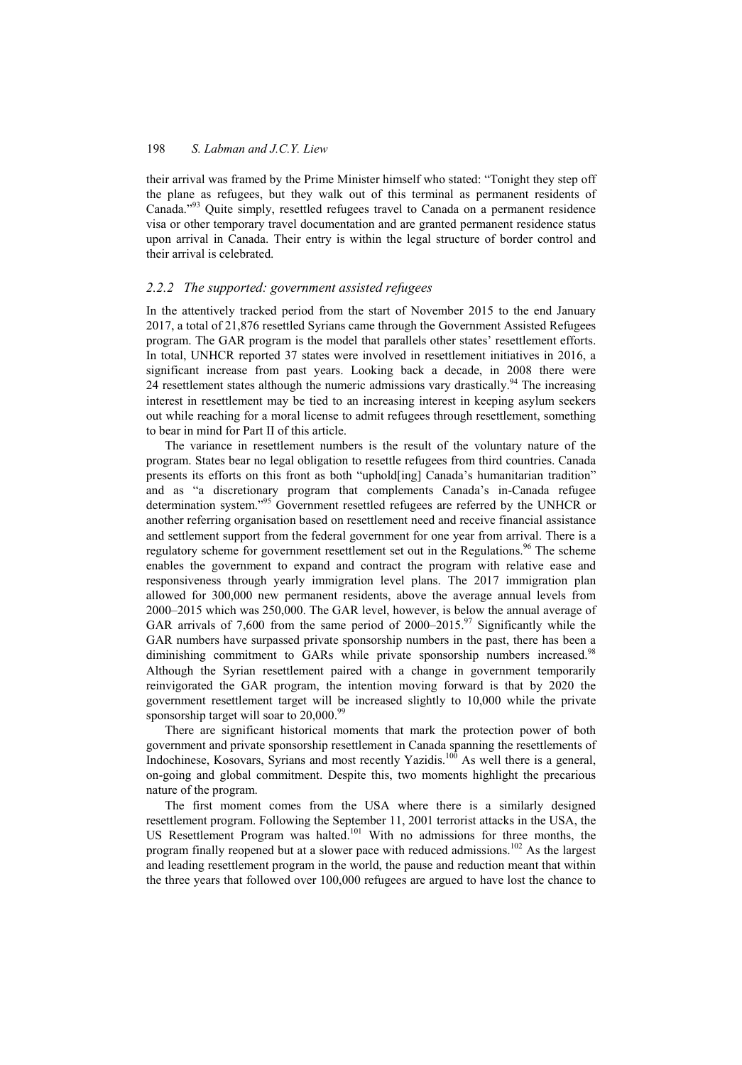their arrival was framed by the Prime Minister himself who stated: "Tonight they step off the plane as refugees, but they walk out of this terminal as permanent residents of Canada."[93] Quite simply, resettled refugees travel to Canada on a permanent residence visa or other temporary travel documentation and are granted permanent residence status upon arrival in Canada. Their entry is within the legal structure of border control and their arrival is celebrated.

### *2.2.2 The supported: government assisted refugees*

In the attentively tracked period from the start of November 2015 to the end January 2017, a total of 21,876 resettled Syrians came through the Government Assisted Refugees program. The GAR program is the model that parallels other states' resettlement efforts. In total, UNHCR reported 37 states were involved in resettlement initiatives in 2016, a significant increase from past years. Looking back a decade, in 2008 there were 24 resettlement states although the numeric admissions vary drastically.[94] The increasing interest in resettlement may be tied to an increasing interest in keeping asylum seekers out while reaching for a moral license to admit refugees through resettlement, something to bear in mind for Part II of this article.

The variance in resettlement numbers is the result of the voluntary nature of the program. States bear no legal obligation to resettle refugees from third countries. Canada presents its efforts on this front as both "uphold[ing] Canada's humanitarian tradition" and as "a discretionary program that complements Canada's in-Canada refugee determination system."[95] Government resettled refugees are referred by the UNHCR or another referring organisation based on resettlement need and receive financial assistance and settlement support from the federal government for one year from arrival. There is a regulatory scheme for government resettlement set out in the Regulations.[96] The scheme enables the government to expand and contract the program with relative ease and responsiveness through yearly immigration level plans. The 2017 immigration plan allowed for 300,000 new permanent residents, above the average annual levels from 2000–2015 which was 250,000. The GAR level, however, is below the annual average of GAR arrivals of 7,600 from the same period of 2000–2015.[97] Significantly while the GAR numbers have surpassed private sponsorship numbers in the past, there has been a diminishing commitment to GARs while private sponsorship numbers increased.[98] Although the Syrian resettlement paired with a change in government temporarily reinvigorated the GAR program, the intention moving forward is that by 2020 the government resettlement target will be increased slightly to 10,000 while the private sponsorship target will soar to 20,000.[99]

There are significant historical moments that mark the protection power of both government and private sponsorship resettlement in Canada spanning the resettlements of Indochinese, Kosovars, Syrians and most recently Yazidis.[100] As well there is a general, on-going and global commitment. Despite this, two moments highlight the precarious nature of the program.

The first moment comes from the USA where there is a similarly designed resettlement program. Following the September 11, 2001 terrorist attacks in the USA, the US Resettlement Program was halted.[101] With no admissions for three months, the program finally reopened but at a slower pace with reduced admissions.[102] As the largest and leading resettlement program in the world, the pause and reduction meant that within the three years that followed over 100,000 refugees are argued to have lost the chance to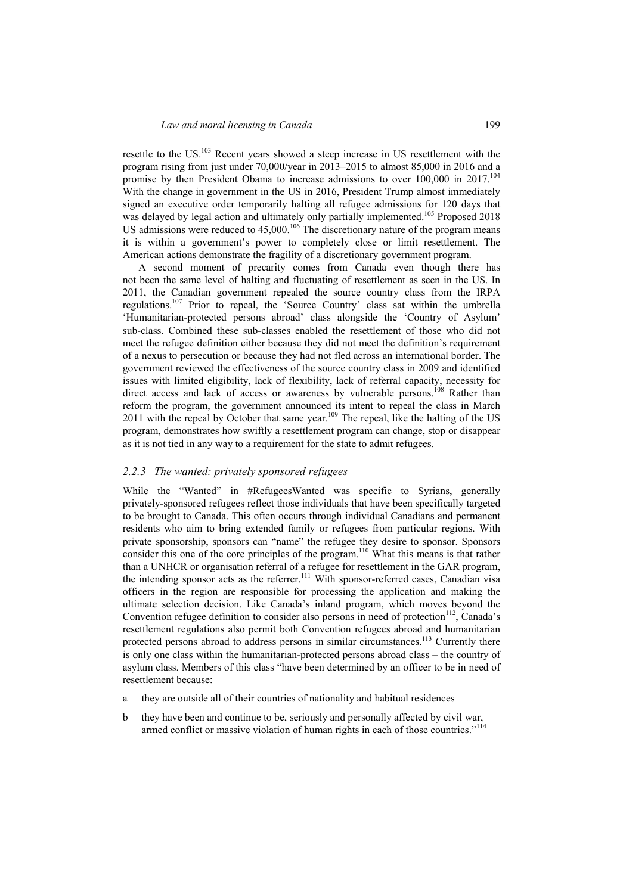resettle to the US.[103] Recent years showed a steep increase in US resettlement with the program rising from just under 70,000/year in 2013–2015 to almost 85,000 in 2016 and a promise by then President Obama to increase admissions to over 100,000 in 2017.[104] With the change in government in the US in 2016, President Trump almost immediately signed an executive order temporarily halting all refugee admissions for 120 days that was delayed by legal action and ultimately only partially implemented.[105] Proposed 2018 US admissions were reduced to 45,000.[106] The discretionary nature of the program means it is within a government's power to completely close or limit resettlement. The American actions demonstrate the fragility of a discretionary government program.

A second moment of precarity comes from Canada even though there has not been the same level of halting and fluctuating of resettlement as seen in the US. In 2011, the Canadian government repealed the source country class from the IRPA regulations.[107] Prior to repeal, the 'Source Country' class sat within the umbrella 'Humanitarian-protected persons abroad' class alongside the 'Country of Asylum' sub-class. Combined these sub-classes enabled the resettlement of those who did not meet the refugee definition either because they did not meet the definition's requirement of a nexus to persecution or because they had not fled across an international border. The government reviewed the effectiveness of the source country class in 2009 and identified issues with limited eligibility, lack of flexibility, lack of referral capacity, necessity for direct access and lack of access or awareness by vulnerable persons.[108] Rather than reform the program, the government announced its intent to repeal the class in March 2011 with the repeal by October that same year.[109] The repeal, like the halting of the US program, demonstrates how swiftly a resettlement program can change, stop or disappear as it is not tied in any way to a requirement for the state to admit refugees.

### *2.2.3 The wanted: privately sponsored refugees*

While the "Wanted" in #RefugeesWanted was specific to Syrians, generally privately-sponsored refugees reflect those individuals that have been specifically targeted to be brought to Canada. This often occurs through individual Canadians and permanent residents who aim to bring extended family or refugees from particular regions. With private sponsorship, sponsors can "name" the refugee they desire to sponsor. Sponsors consider this one of the core principles of the program.[110] What this means is that rather than a UNHCR or organisation referral of a refugee for resettlement in the GAR program, the intending sponsor acts as the referrer.[111] With sponsor-referred cases, Canadian visa officers in the region are responsible for processing the application and making the ultimate selection decision. Like Canada's inland program, which moves beyond the Convention refugee definition to consider also persons in need of protection[112], Canada's resettlement regulations also permit both Convention refugees abroad and humanitarian protected persons abroad to address persons in similar circumstances.[113] Currently there is only one class within the humanitarian-protected persons abroad class – the country of asylum class. Members of this class "have been determined by an officer to be in need of resettlement because:

a they are outside all of their countries of nationality and habitual residences

b they have been and continue to be, seriously and personally affected by civil war, armed conflict or massive violation of human rights in each of those countries."[114]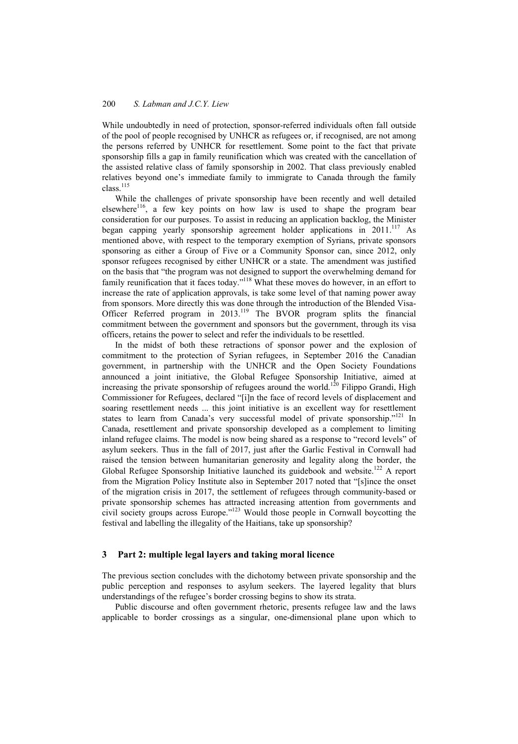While undoubtedly in need of protection, sponsor-referred individuals often fall outside of the pool of people recognised by UNHCR as refugees or, if recognised, are not among the persons referred by UNHCR for resettlement. Some point to the fact that private sponsorship fills a gap in family reunification which was created with the cancellation of the assisted relative class of family sponsorship in 2002. That class previously enabled relatives beyond one's immediate family to immigrate to Canada through the family class.[115]

While the challenges of private sponsorship have been recently and well detailed elsewhere[116], a few key points on how law is used to shape the program bear consideration for our purposes. To assist in reducing an application backlog, the Minister began capping yearly sponsorship agreement holder applications in 2011.[117] As mentioned above, with respect to the temporary exemption of Syrians, private sponsors sponsoring as either a Group of Five or a Community Sponsor can, since 2012, only sponsor refugees recognised by either UNHCR or a state. The amendment was justified on the basis that "the program was not designed to support the overwhelming demand for family reunification that it faces today."[118] What these moves do however, in an effort to increase the rate of application approvals, is take some level of that naming power away from sponsors. More directly this was done through the introduction of the Blended Visa-Officer Referred program in 2013.[119] The BVOR program splits the financial commitment between the government and sponsors but the government, through its visa officers, retains the power to select and refer the individuals to be resettled.

In the midst of both these retractions of sponsor power and the explosion of commitment to the protection of Syrian refugees, in September 2016 the Canadian government, in partnership with the UNHCR and the Open Society Foundations announced a joint initiative, the Global Refugee Sponsorship Initiative, aimed at increasing the private sponsorship of refugees around the world.[120] Filippo Grandi, High Commissioner for Refugees, declared "[i]n the face of record levels of displacement and soaring resettlement needs ... this joint initiative is an excellent way for resettlement states to learn from Canada's very successful model of private sponsorship."[121] In Canada, resettlement and private sponsorship developed as a complement to limiting inland refugee claims. The model is now being shared as a response to "record levels" of asylum seekers. Thus in the fall of 2017, just after the Garlic Festival in Cornwall had raised the tension between humanitarian generosity and legality along the border, the Global Refugee Sponsorship Initiative launched its guidebook and website.[122] A report from the Migration Policy Institute also in September 2017 noted that "[s]ince the onset of the migration crisis in 2017, the settlement of refugees through community-based or private sponsorship schemes has attracted increasing attention from governments and civil society groups across Europe."[123] Would those people in Cornwall boycotting the festival and labelling the illegality of the Haitians, take up sponsorship?

## 3 Part 2: multiple legal layers and taking moral licence

The previous section concludes with the dichotomy between private sponsorship and the public perception and responses to asylum seekers. The layered legality that blurs understandings of the refugee's border crossing begins to show its strata.

Public discourse and often government rhetoric, presents refugee law and the laws applicable to border crossings as a singular, one-dimensional plane upon which to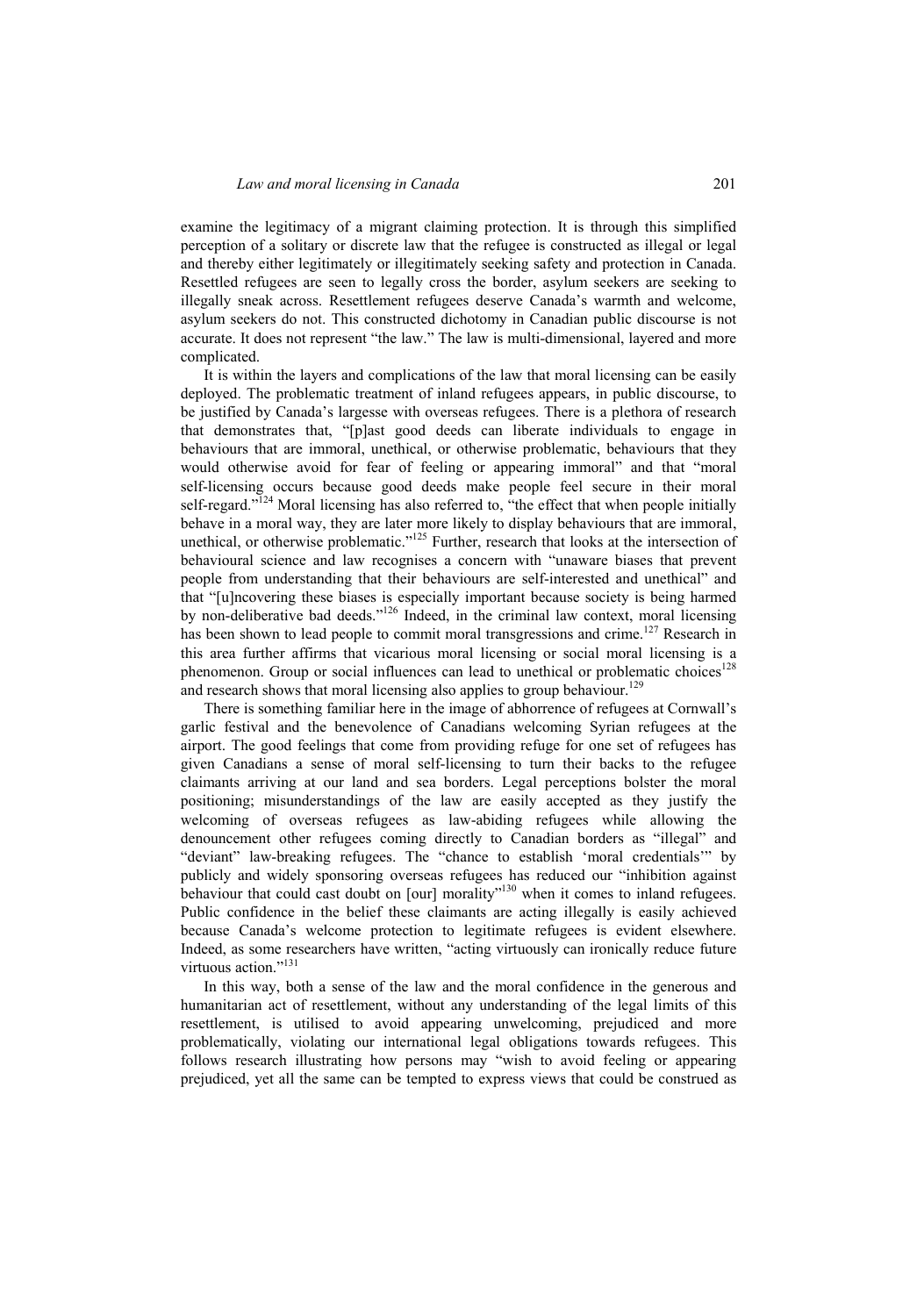examine the legitimacy of a migrant claiming protection. It is through this simplified perception of a solitary or discrete law that the refugee is constructed as illegal or legal and thereby either legitimately or illegitimately seeking safety and protection in Canada. Resettled refugees are seen to legally cross the border, asylum seekers are seeking to illegally sneak across. Resettlement refugees deserve Canada's warmth and welcome, asylum seekers do not. This constructed dichotomy in Canadian public discourse is not accurate. It does not represent "the law." The law is multi-dimensional, layered and more complicated.

It is within the layers and complications of the law that moral licensing can be easily deployed. The problematic treatment of inland refugees appears, in public discourse, to be justified by Canada's largesse with overseas refugees. There is a plethora of research that demonstrates that, "[p]ast good deeds can liberate individuals to engage in behaviours that are immoral, unethical, or otherwise problematic, behaviours that they would otherwise avoid for fear of feeling or appearing immoral" and that "moral self-licensing occurs because good deeds make people feel secure in their moral self-regard."[124] Moral licensing has also referred to, "the effect that when people initially behave in a moral way, they are later more likely to display behaviours that are immoral, unethical, or otherwise problematic."[125] Further, research that looks at the intersection of behavioural science and law recognises a concern with "unaware biases that prevent people from understanding that their behaviours are self-interested and unethical" and that "[u]ncovering these biases is especially important because society is being harmed by non-deliberative bad deeds."[126] Indeed, in the criminal law context, moral licensing has been shown to lead people to commit moral transgressions and crime.[127] Research in this area further affirms that vicarious moral licensing or social moral licensing is a phenomenon. Group or social influences can lead to unethical or problematic choices[128] and research shows that moral licensing also applies to group behaviour.[129]

There is something familiar here in the image of abhorrence of refugees at Cornwall's garlic festival and the benevolence of Canadians welcoming Syrian refugees at the airport. The good feelings that come from providing refuge for one set of refugees has given Canadians a sense of moral self-licensing to turn their backs to the refugee claimants arriving at our land and sea borders. Legal perceptions bolster the moral positioning; misunderstandings of the law are easily accepted as they justify the welcoming of overseas refugees as law-abiding refugees while allowing the denouncement other refugees coming directly to Canadian borders as "illegal" and "deviant" law-breaking refugees. The "chance to establish 'moral credentials'" by publicly and widely sponsoring overseas refugees has reduced our "inhibition against behaviour that could cast doubt on [our] morality"[130] when it comes to inland refugees. Public confidence in the belief these claimants are acting illegally is easily achieved because Canada's welcome protection to legitimate refugees is evident elsewhere. Indeed, as some researchers have written, "acting virtuously can ironically reduce future virtuous action."[131]

In this way, both a sense of the law and the moral confidence in the generous and humanitarian act of resettlement, without any understanding of the legal limits of this resettlement, is utilised to avoid appearing unwelcoming, prejudiced and more problematically, violating our international legal obligations towards refugees. This follows research illustrating how persons may "wish to avoid feeling or appearing prejudiced, yet all the same can be tempted to express views that could be construed as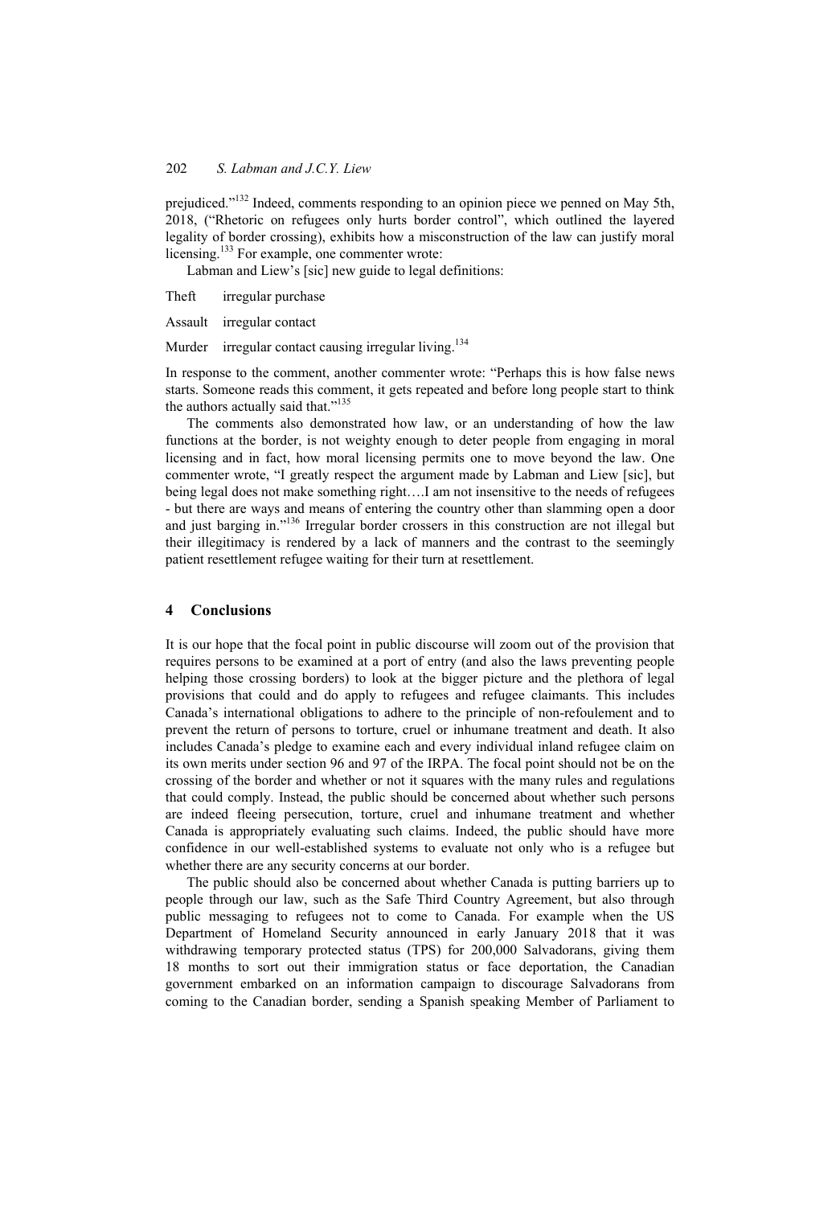prejudiced."[132] Indeed, comments responding to an opinion piece we penned on May 5th, 2018, ("Rhetoric on refugees only hurts border control", which outlined the layered legality of border crossing), exhibits how a misconstruction of the law can justify moral licensing.[133] For example, one commenter wrote:

Labman and Liew's [sic] new guide to legal definitions:

Theft irregular purchase

Assault irregular contact

Murder irregular contact causing irregular living.[134]

In response to the comment, another commenter wrote: "Perhaps this is how false news starts. Someone reads this comment, it gets repeated and before long people start to think the authors actually said that."[135]

The comments also demonstrated how law, or an understanding of how the law functions at the border, is not weighty enough to deter people from engaging in moral licensing and in fact, how moral licensing permits one to move beyond the law. One commenter wrote, "I greatly respect the argument made by Labman and Liew [sic], but being legal does not make something right….I am not insensitive to the needs of refugees - but there are ways and means of entering the country other than slamming open a door and just barging in."[136] Irregular border crossers in this construction are not illegal but their illegitimacy is rendered by a lack of manners and the contrast to the seemingly patient resettlement refugee waiting for their turn at resettlement.

## 4 Conclusions

It is our hope that the focal point in public discourse will zoom out of the provision that requires persons to be examined at a port of entry (and also the laws preventing people helping those crossing borders) to look at the bigger picture and the plethora of legal provisions that could and do apply to refugees and refugee claimants. This includes Canada's international obligations to adhere to the principle of non-refoulement and to prevent the return of persons to torture, cruel or inhumane treatment and death. It also includes Canada's pledge to examine each and every individual inland refugee claim on its own merits under section 96 and 97 of the IRPA. The focal point should not be on the crossing of the border and whether or not it squares with the many rules and regulations that could comply. Instead, the public should be concerned about whether such persons are indeed fleeing persecution, torture, cruel and inhumane treatment and whether Canada is appropriately evaluating such claims. Indeed, the public should have more confidence in our well-established systems to evaluate not only who is a refugee but whether there are any security concerns at our border.

The public should also be concerned about whether Canada is putting barriers up to people through our law, such as the Safe Third Country Agreement, but also through public messaging to refugees not to come to Canada. For example when the US Department of Homeland Security announced in early January 2018 that it was withdrawing temporary protected status (TPS) for 200,000 Salvadorans, giving them 18 months to sort out their immigration status or face deportation, the Canadian government embarked on an information campaign to discourage Salvadorans from coming to the Canadian border, sending a Spanish speaking Member of Parliament to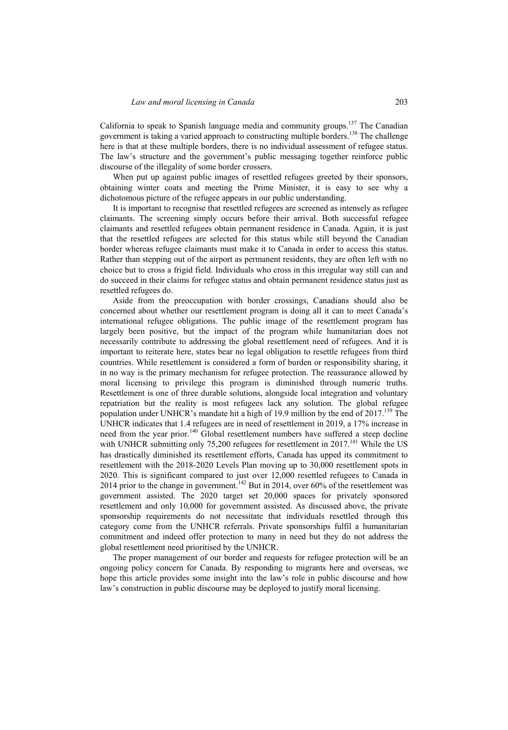California to speak to Spanish language media and community groups.[137] The Canadian government is taking a varied approach to constructing multiple borders.[138] The challenge here is that at these multiple borders, there is no individual assessment of refugee status. The law's structure and the government's public messaging together reinforce public discourse of the illegality of some border crossers.

When put up against public images of resettled refugees greeted by their sponsors, obtaining winter coats and meeting the Prime Minister, it is easy to see why a dichotomous picture of the refugee appears in our public understanding.

It is important to recognise that resettled refugees are screened as intensely as refugee claimants. The screening simply occurs before their arrival. Both successful refugee claimants and resettled refugees obtain permanent residence in Canada. Again, it is just that the resettled refugees are selected for this status while still beyond the Canadian border whereas refugee claimants must make it to Canada in order to access this status. Rather than stepping out of the airport as permanent residents, they are often left with no choice but to cross a frigid field. Individuals who cross in this irregular way still can and do succeed in their claims for refugee status and obtain permanent residence status just as resettled refugees do.

Aside from the preoccupation with border crossings, Canadians should also be concerned about whether our resettlement program is doing all it can to meet Canada's international refugee obligations. The public image of the resettlement program has largely been positive, but the impact of the program while humanitarian does not necessarily contribute to addressing the global resettlement need of refugees. And it is important to reiterate here, states bear no legal obligation to resettle refugees from third countries. While resettlement is considered a form of burden or responsibility sharing, it in no way is the primary mechanism for refugee protection. The reassurance allowed by moral licensing to privilege this program is diminished through numeric truths. Resettlement is one of three durable solutions, alongside local integration and voluntary repatriation but the reality is most refugees lack any solution. The global refugee population under UNHCR's mandate hit a high of 19.9 million by the end of 2017.[139] The UNHCR indicates that 1.4 refugees are in need of resettlement in 2019, a 17% increase in need from the year prior.[140] Global resettlement numbers have suffered a steep decline with UNHCR submitting only 75,200 refugees for resettlement in 2017.[141] While the US has drastically diminished its resettlement efforts, Canada has upped its commitment to resettlement with the 2018-2020 Levels Plan moving up to 30,000 resettlement spots in 2020. This is significant compared to just over 12,000 resettled refugees to Canada in 2014 prior to the change in government.[142] But in 2014, over 60% of the resettlement was government assisted. The 2020 target set 20,000 spaces for privately sponsored resettlement and only 10,000 for government assisted. As discussed above, the private sponsorship requirements do not necessitate that individuals resettled through this category come from the UNHCR referrals. Private sponsorships fulfil a humanitarian commitment and indeed offer protection to many in need but they do not address the global resettlement need prioritised by the UNHCR.

The proper management of our border and requests for refugee protection will be an ongoing policy concern for Canada. By responding to migrants here and overseas, we hope this article provides some insight into the law's role in public discourse and how law's construction in public discourse may be deployed to justify moral licensing.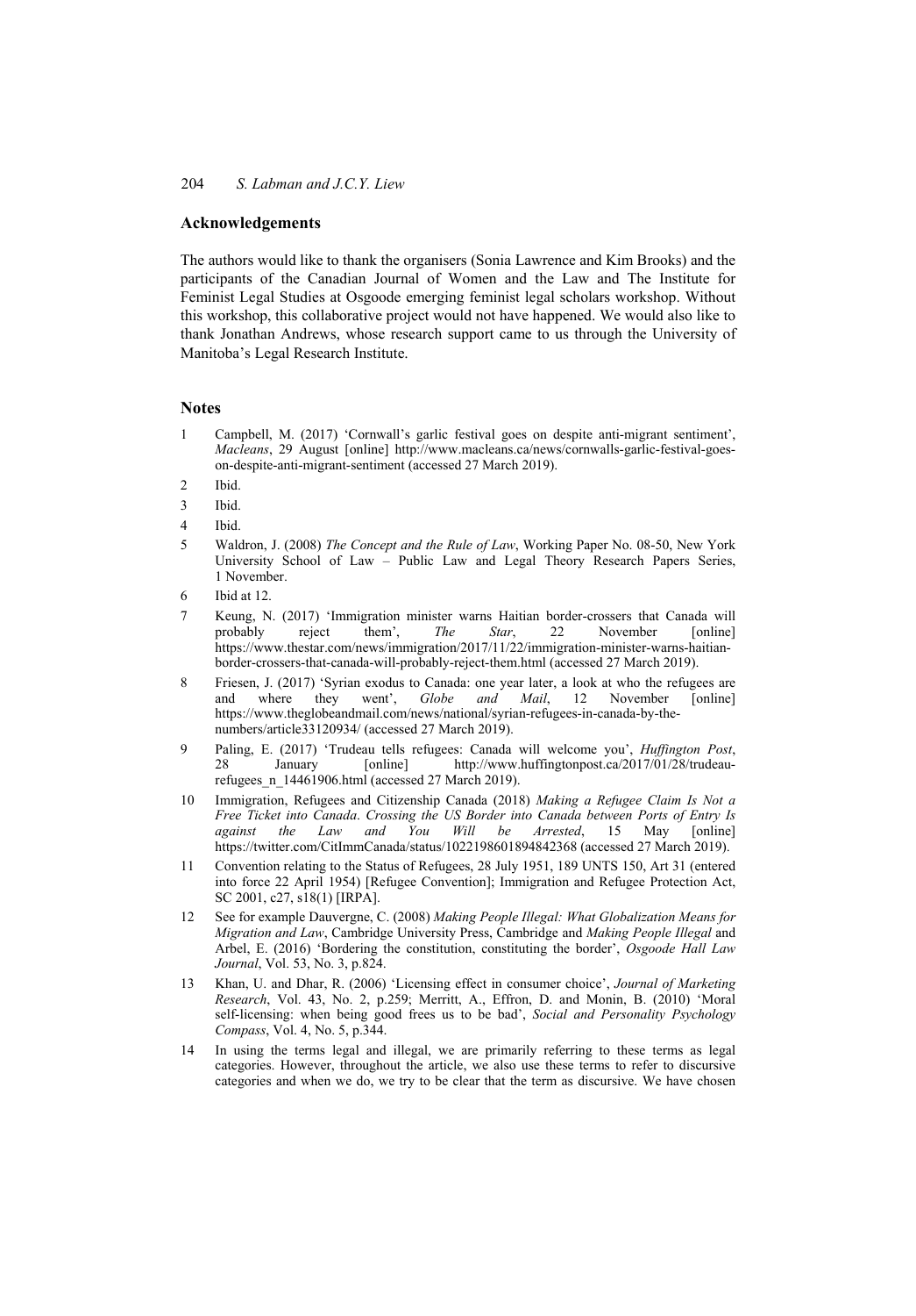## Acknowledgements

The authors would like to thank the organisers (Sonia Lawrence and Kim Brooks) and the participants of the Canadian Journal of Women and the Law and The Institute for Feminist Legal Studies at Osgoode emerging feminist legal scholars workshop. Without this workshop, this collaborative project would not have happened. We would also like to thank Jonathan Andrews, whose research support came to us through the University of Manitoba's Legal Research Institute.

## Notes

1. Campbell, M. (2017) 'Cornwall's garlic festival goes on despite anti-migrant sentiment', *Macleans*, 29 August [online] http://www.macleans.ca/news/cornwalls-garlic-festival-goes-on-despite-anti-migrant-sentiment (accessed 27 March 2019).
2. Ibid.
3. Ibid.
4. Ibid.
5. Waldron, J. (2008) *The Concept and the Rule of Law*, Working Paper No. 08-50, New York University School of Law – Public Law and Legal Theory Research Papers Series, 1 November.
6. Ibid at 12.
7. Keung, N. (2017) 'Immigration minister warns Haitian border-crossers that Canada will probably reject them', *The Star*, 22 November [online] https://www.thestar.com/news/immigration/2017/11/22/immigration-minister-warns-haitian-border-crossers-that-canada-will-probably-reject-them.html (accessed 27 March 2019).
8. Friesen, J. (2017) 'Syrian exodus to Canada: one year later, a look at who the refugees are and where they went', *Globe and Mail*, 12 November [online] https://www.theglobeandmail.com/news/national/syrian-refugees-in-canada-by-the-numbers/article33120934/ (accessed 27 March 2019).
9. Paling, E. (2017) 'Trudeau tells refugees: Canada will welcome you', *Huffington Post*, 28 January [online] http://www.huffingtonpost.ca/2017/01/28/trudeau-refugees_n_14461906.html (accessed 27 March 2019).
10. Immigration, Refugees and Citizenship Canada (2018) *Making a Refugee Claim Is Not a Free Ticket into Canada. Crossing the US Border into Canada between Ports of Entry Is against the Law and You Will be Arrested*, 15 May [online] https://twitter.com/CitImmCanada/status/1022198601894842368 (accessed 27 March 2019).
11. Convention relating to the Status of Refugees, 28 July 1951, 189 UNTS 150, Art 31 (entered into force 22 April 1954) [Refugee Convention]; Immigration and Refugee Protection Act, SC 2001, c27, s18(1) [IRPA].
12. See for example Dauvergne, C. (2008) *Making People Illegal: What Globalization Means for Migration and Law*, Cambridge University Press, Cambridge and *Making People Illegal* and Arbel, E. (2016) 'Bordering the constitution, constituting the border', *Osgoode Hall Law Journal*, Vol. 53, No. 3, p.824.
13. Khan, U. and Dhar, R. (2006) 'Licensing effect in consumer choice', *Journal of Marketing Research*, Vol. 43, No. 2, p.259; Merritt, A., Effron, D. and Monin, B. (2010) 'Moral self-licensing: when being good frees us to be bad', *Social and Personality Psychology Compass*, Vol. 4, No. 5, p.344.
14. In using the terms legal and illegal, we are primarily referring to these terms as legal categories. However, throughout the article, we also use these terms to refer to discursive categories and when we do, we try to be clear that the term as discursive. We have chosen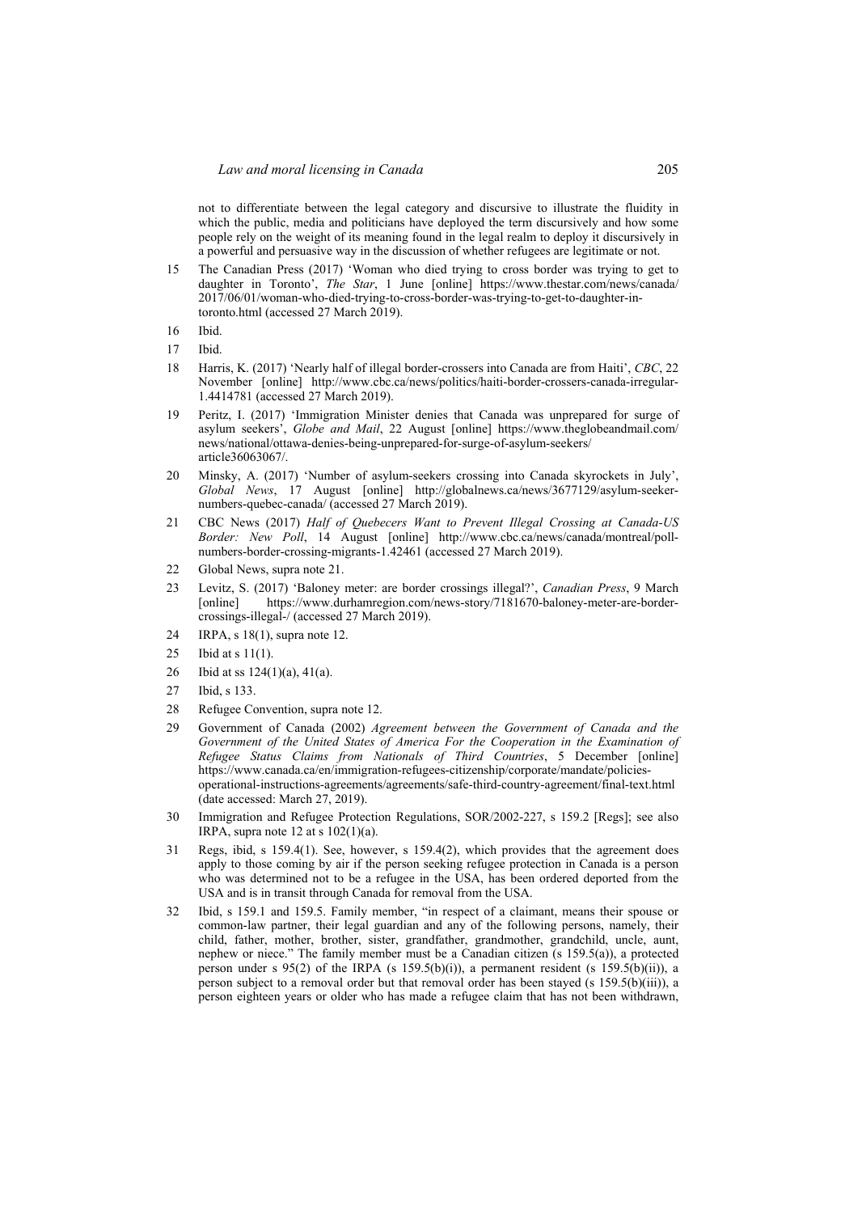not to differentiate between the legal category and discursive to illustrate the fluidity in which the public, media and politicians have deployed the term discursively and how some people rely on the weight of its meaning found in the legal realm to deploy it discursively in a powerful and persuasive way in the discussion of whether refugees are legitimate or not.

15 The Canadian Press (2017) 'Woman who died trying to cross border was trying to get to daughter in Toronto', *The Star*, 1 June [online] https://www.thestar.com/news/canada/2017/06/01/woman-who-died-trying-to-cross-border-was-trying-to-get-to-daughter-in-toronto.html (accessed 27 March 2019).

16 Ibid.

17 Ibid.

18 Harris, K. (2017) 'Nearly half of illegal border-crossers into Canada are from Haiti', *CBC*, 22 November [online] http://www.cbc.ca/news/politics/haiti-border-crossers-canada-irregular-1.4414781 (accessed 27 March 2019).

19 Peritz, I. (2017) 'Immigration Minister denies that Canada was unprepared for surge of asylum seekers', *Globe and Mail*, 22 August [online] https://www.theglobeandmail.com/news/national/ottawa-denies-being-unprepared-for-surge-of-asylum-seekers/article36063067/.

20 Minsky, A. (2017) 'Number of asylum-seekers crossing into Canada skyrockets in July', *Global News*, 17 August [online] http://globalnews.ca/news/3677129/asylum-seeker-numbers-quebec-canada/ (accessed 27 March 2019).

21 CBC News (2017) *Half of Quebecers Want to Prevent Illegal Crossing at Canada-US Border: New Poll*, 14 August [online] http://www.cbc.ca/news/canada/montreal/poll-numbers-border-crossing-migrants-1.42461 (accessed 27 March 2019).

22 Global News, supra note 21.

23 Levitz, S. (2017) 'Baloney meter: are border crossings illegal?', *Canadian Press*, 9 March [online] https://www.durhamregion.com/news-story/7181670-baloney-meter-are-border-crossings-illegal-/ (accessed 27 March 2019).

24 IRPA, s 18(1), supra note 12.

25 Ibid at s 11(1).

26 Ibid at ss 124(1)(a), 41(a).

27 Ibid, s 133.

28 Refugee Convention, supra note 12.

29 Government of Canada (2002) *Agreement between the Government of Canada and the Government of the United States of America For the Cooperation in the Examination of Refugee Status Claims from Nationals of Third Countries*, 5 December [online] https://www.canada.ca/en/immigration-refugees-citizenship/corporate/mandate/policies-operational-instructions-agreements/agreements/safe-third-country-agreement/final-text.html (date accessed: March 27, 2019).

30 Immigration and Refugee Protection Regulations, SOR/2002-227, s 159.2 [Regs]; see also IRPA, supra note 12 at s 102(1)(a).

31 Regs, ibid, s 159.4(1). See, however, s 159.4(2), which provides that the agreement does apply to those coming by air if the person seeking refugee protection in Canada is a person who was determined not to be a refugee in the USA, has been ordered deported from the USA and is in transit through Canada for removal from the USA.

32 Ibid, s 159.1 and 159.5. Family member, "in respect of a claimant, means their spouse or common-law partner, their legal guardian and any of the following persons, namely, their child, father, mother, brother, sister, grandfather, grandmother, grandchild, uncle, aunt, nephew or niece." The family member must be a Canadian citizen (s 159.5(a)), a protected person under s 95(2) of the IRPA (s 159.5(b)(i)), a permanent resident (s 159.5(b)(ii)), a person subject to a removal order but that removal order has been stayed (s 159.5(b)(iii)), a person eighteen years or older who has made a refugee claim that has not been withdrawn,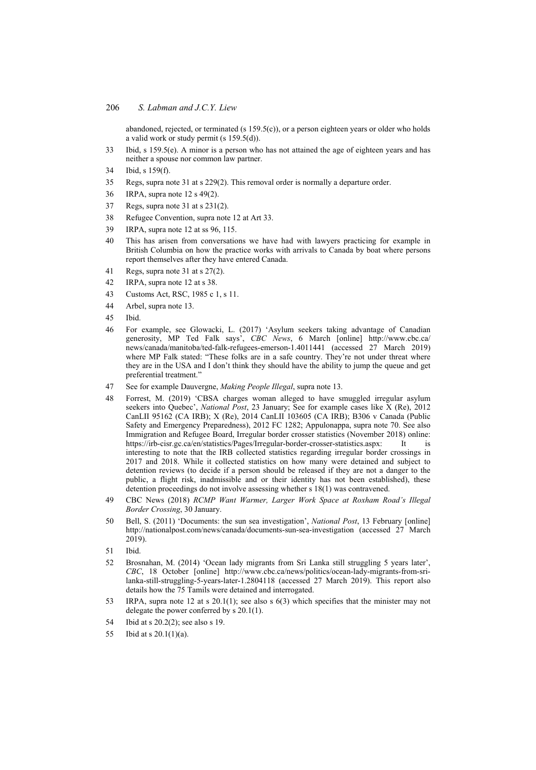abandoned, rejected, or terminated (s 159.5(c)), or a person eighteen years or older who holds a valid work or study permit (s 159.5(d)).

33 Ibid, s 159.5(e). A minor is a person who has not attained the age of eighteen years and has neither a spouse nor common law partner.

34 Ibid, s 159(f).

35 Regs, supra note 31 at s 229(2). This removal order is normally a departure order.

36 IRPA, supra note 12 s 49(2).

37 Regs, supra note 31 at s 231(2).

38 Refugee Convention, supra note 12 at Art 33.

39 IRPA, supra note 12 at ss 96, 115.

40 This has arisen from conversations we have had with lawyers practicing for example in British Columbia on how the practice works with arrivals to Canada by boat where persons report themselves after they have entered Canada.

41 Regs, supra note 31 at s 27(2).

42 IRPA, supra note 12 at s 38.

43 Customs Act, RSC, 1985 c 1, s 11.

44 Arbel, supra note 13.

45 Ibid.

46 For example, see Glowacki, L. (2017) 'Asylum seekers taking advantage of Canadian generosity, MP Ted Falk says', *CBC News*, 6 March [online] http://www.cbc.ca/news/canada/manitoba/ted-falk-refugees-emerson-1.4011441 (accessed 27 March 2019) where MP Falk stated: "These folks are in a safe country. They're not under threat where they are in the USA and I don't think they should have the ability to jump the queue and get preferential treatment."

47 See for example Dauvergne, *Making People Illegal*, supra note 13.

48 Forrest, M. (2019) 'CBSA charges woman alleged to have smuggled irregular asylum seekers into Quebec', *National Post*, 23 January; See for example cases like X (Re), 2012 CanLII 95162 (CA IRB); X (Re), 2014 CanLII 103605 (CA IRB); B306 v Canada (Public Safety and Emergency Preparedness), 2012 FC 1282; Appulonappa, supra note 70. See also Immigration and Refugee Board, Irregular border crosser statistics (November 2018) online: https://irb-cisr.gc.ca/en/statistics/Pages/Irregular-border-crosser-statistics.aspx: It is interesting to note that the IRB collected statistics regarding irregular border crossings in 2017 and 2018. While it collected statistics on how many were detained and subject to detention reviews (to decide if a person should be released if they are not a danger to the public, a flight risk, inadmissible and or their identity has not been established), these detention proceedings do not involve assessing whether s 18(1) was contravened.

49 CBC News (2018) *RCMP Want Warmer, Larger Work Space at Roxham Road's Illegal Border Crossing*, 30 January.

50 Bell, S. (2011) 'Documents: the sun sea investigation', *National Post*, 13 February [online] http://nationalpost.com/news/canada/documents-sun-sea-investigation (accessed 27 March 2019).

51 Ibid.

52 Brosnahan, M. (2014) 'Ocean lady migrants from Sri Lanka still struggling 5 years later', *CBC*, 18 October [online] http://www.cbc.ca/news/politics/ocean-lady-migrants-from-sri-lanka-still-struggling-5-years-later-1.2804118 (accessed 27 March 2019). This report also details how the 75 Tamils were detained and interrogated.

53 IRPA, supra note 12 at s 20.1(1); see also s 6(3) which specifies that the minister may not delegate the power conferred by s 20.1(1).

54 Ibid at s 20.2(2); see also s 19.

55 Ibid at s 20.1(1)(a).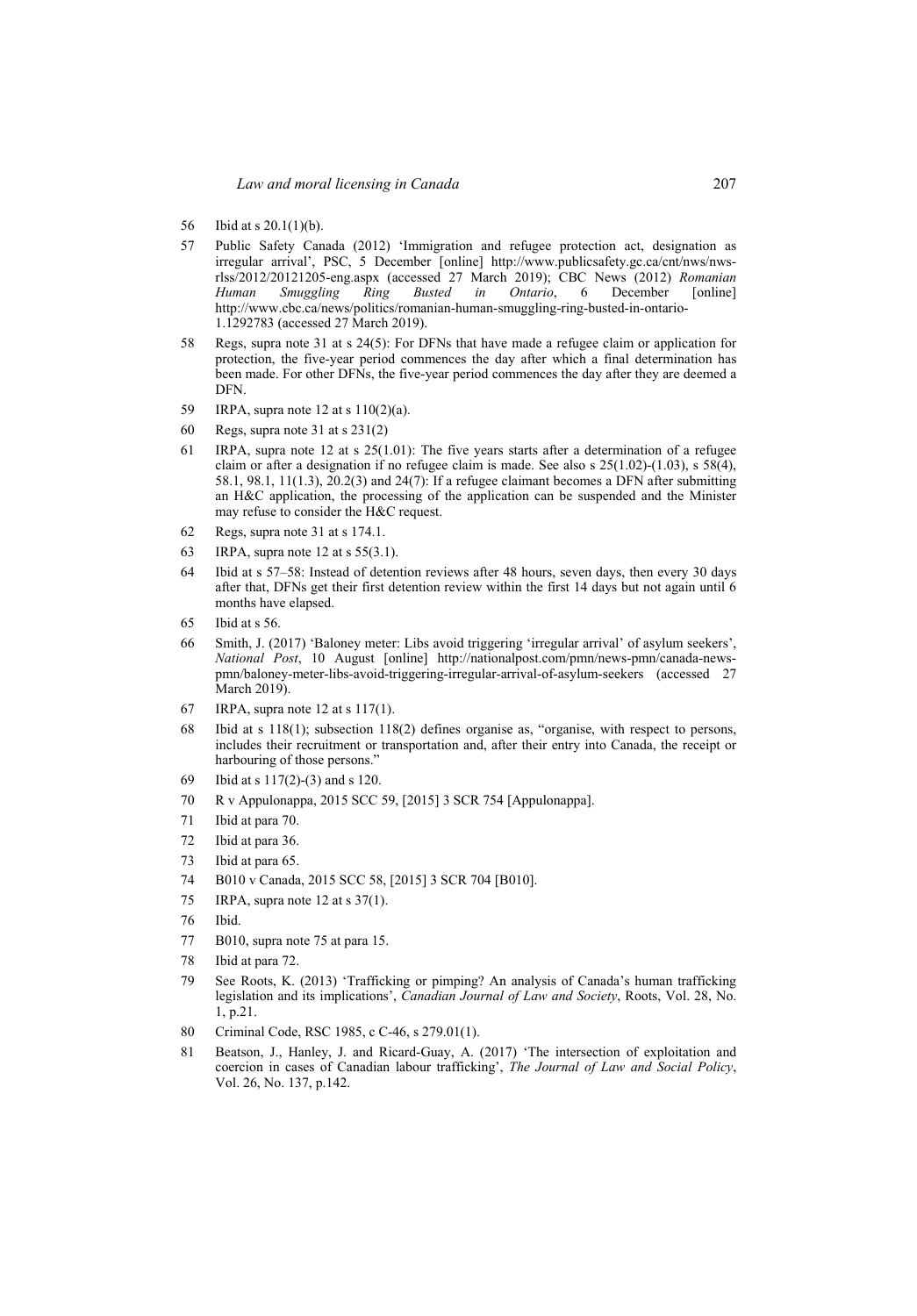56 Ibid at s 20.1(1)(b).

57 Public Safety Canada (2012) 'Immigration and refugee protection act, designation as irregular arrival', PSC, 5 December [online] http://www.publicsafety.gc.ca/cnt/nws/nws-rlss/2012/20121205-eng.aspx (accessed 27 March 2019); CBC News (2012) *Romanian Human Smuggling Ring Busted in Ontario*, 6 December [online] http://www.cbc.ca/news/politics/romanian-human-smuggling-ring-busted-in-ontario-1.1292783 (accessed 27 March 2019).

58 Regs, supra note 31 at s 24(5): For DFNs that have made a refugee claim or application for protection, the five-year period commences the day after which a final determination has been made. For other DFNs, the five-year period commences the day after they are deemed a DFN.

59 IRPA, supra note 12 at s 110(2)(a).

60 Regs, supra note 31 at s 231(2)

61 IRPA, supra note 12 at s 25(1.01): The five years starts after a determination of a refugee claim or after a designation if no refugee claim is made. See also s 25(1.02)-(1.03), s 58(4), 58.1, 98.1, 11(1.3), 20.2(3) and 24(7): If a refugee claimant becomes a DFN after submitting an H&C application, the processing of the application can be suspended and the Minister may refuse to consider the H&C request.

62 Regs, supra note 31 at s 174.1.

63 IRPA, supra note 12 at s 55(3.1).

64 Ibid at s 57–58: Instead of detention reviews after 48 hours, seven days, then every 30 days after that, DFNs get their first detention review within the first 14 days but not again until 6 months have elapsed.

65 Ibid at s 56.

66 Smith, J. (2017) 'Baloney meter: Libs avoid triggering 'irregular arrival' of asylum seekers', *National Post*, 10 August [online] http://nationalpost.com/pmn/news-pmn/canada-news-pmn/baloney-meter-libs-avoid-triggering-irregular-arrival-of-asylum-seekers (accessed 27 March 2019).

67 IRPA, supra note 12 at s 117(1).

68 Ibid at s 118(1); subsection 118(2) defines organise as, "organise, with respect to persons, includes their recruitment or transportation and, after their entry into Canada, the receipt or harbouring of those persons."

69 Ibid at s 117(2)-(3) and s 120.

70 R v Appulonappa, 2015 SCC 59, [2015] 3 SCR 754 [Appulonappa].

71 Ibid at para 70.

72 Ibid at para 36.

73 Ibid at para 65.

74 B010 v Canada, 2015 SCC 58, [2015] 3 SCR 704 [B010].

75 IRPA, supra note 12 at s 37(1).

76 Ibid.

77 B010, supra note 75 at para 15.

78 Ibid at para 72.

79 See Roots, K. (2013) 'Trafficking or pimping? An analysis of Canada's human trafficking legislation and its implications', *Canadian Journal of Law and Society*, Roots, Vol. 28, No. 1, p.21.

80 Criminal Code, RSC 1985, c C-46, s 279.01(1).

81 Beatson, J., Hanley, J. and Ricard-Guay, A. (2017) 'The intersection of exploitation and coercion in cases of Canadian labour trafficking', *The Journal of Law and Social Policy*, Vol. 26, No. 137, p.142.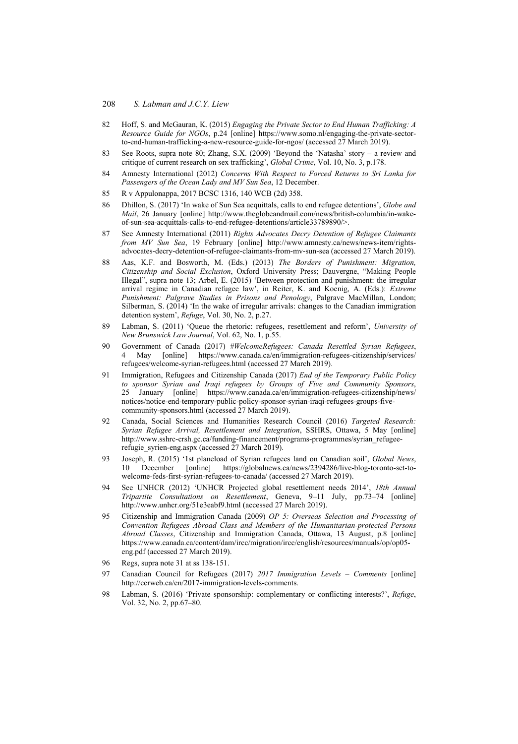82 Hoff, S. and McGauran, K. (2015) *Engaging the Private Sector to End Human Trafficking: A Resource Guide for NGOs*, p.24 [online] https://www.somo.nl/engaging-the-private-sector-to-end-human-trafficking-a-new-resource-guide-for-ngos/ (accessed 27 March 2019).

83 See Roots, supra note 80; Zhang, S.X. (2009) 'Beyond the 'Natasha' story – a review and critique of current research on sex trafficking', *Global Crime*, Vol. 10, No. 3, p.178.

84 Amnesty International (2012) *Concerns With Respect to Forced Returns to Sri Lanka for Passengers of the Ocean Lady and MV Sun Sea*, 12 December.

85 R v Appulonappa, 2017 BCSC 1316, 140 WCB (2d) 358.

86 Dhillon, S. (2017) 'In wake of Sun Sea acquittals, calls to end refugee detentions', *Globe and Mail*, 26 January [online] http://www.theglobeandmail.com/news/british-columbia/in-wake-of-sun-sea-acquittals-calls-to-end-refugee-detentions/article33789890/>.

87 See Amnesty International (2011) *Rights Advocates Decry Detention of Refugee Claimants from MV Sun Sea*, 19 February [online] http://www.amnesty.ca/news/news-item/rights-advocates-decry-detention-of-refugee-claimants-from-mv-sun-sea (accessed 27 March 2019).

88 Aas, K.F. and Bosworth, M. (Eds.) (2013) *The Borders of Punishment: Migration, Citizenship and Social Exclusion*, Oxford University Press; Dauvergne, "Making People Illegal", supra note 13; Arbel, E. (2015) 'Between protection and punishment: the irregular arrival regime in Canadian refugee law', in Reiter, K. and Koenig, A. (Eds.): *Extreme Punishment: Palgrave Studies in Prisons and Penology*, Palgrave MacMillan, London; Silberman, S. (2014) 'In the wake of irregular arrivals: changes to the Canadian immigration detention system', *Refuge*, Vol. 30, No. 2, p.27.

89 Labman, S. (2011) 'Queue the rhetoric: refugees, resettlement and reform', *University of New Brunswick Law Journal*, Vol. 62, No. 1, p.55.

90 Government of Canada (2017) *#WelcomeRefugees: Canada Resettled Syrian Refugees*, 4 May [online] https://www.canada.ca/en/immigration-refugees-citizenship/services/refugees/welcome-syrian-refugees.html (accessed 27 March 2019).

91 Immigration, Refugees and Citizenship Canada (2017) *End of the Temporary Public Policy to sponsor Syrian and Iraqi refugees by Groups of Five and Community Sponsors*, 25 January [online] https://www.canada.ca/en/immigration-refugees-citizenship/news/notices/notice-end-temporary-public-policy-sponsor-syrian-iraqi-refugees-groups-five-community-sponsors.html (accessed 27 March 2019).

92 Canada, Social Sciences and Humanities Research Council (2016) *Targeted Research: Syrian Refugee Arrival, Resettlement and Integration*, SSHRS, Ottawa, 5 May [online] http://www.sshrc-crsh.gc.ca/funding-financement/programs-programmes/syrian_refugee-refugie_syrien-eng.aspx (accessed 27 March 2019).

93 Joseph, R. (2015) '1st planeload of Syrian refugees land on Canadian soil', *Global News*, 10 December [online] https://globalnews.ca/news/2394286/live-blog-toronto-set-to-welcome-feds-first-syrian-refugees-to-canada/ (accessed 27 March 2019).

94 See UNHCR (2012) 'UNHCR Projected global resettlement needs 2014', *18th Annual Tripartite Consultations on Resettlement*, Geneva, 9–11 July, pp.73–74 [online] http://www.unhcr.org/51e3eabf9.html (accessed 27 March 2019).

95 Citizenship and Immigration Canada (2009) *OP 5: Overseas Selection and Processing of Convention Refugees Abroad Class and Members of the Humanitarian-protected Persons Abroad Classes*, Citizenship and Immigration Canada, Ottawa, 13 August, p.8 [online] https://www.canada.ca/content/dam/ircc/migration/ircc/english/resources/manuals/op/op05-eng.pdf (accessed 27 March 2019).

96 Regs, supra note 31 at ss 138-151.

97 Canadian Council for Refugees (2017) *2017 Immigration Levels – Comments* [online] http://ccrweb.ca/en/2017-immigration-levels-comments.

98 Labman, S. (2016) 'Private sponsorship: complementary or conflicting interests?', *Refuge*, Vol. 32, No. 2, pp.67–80.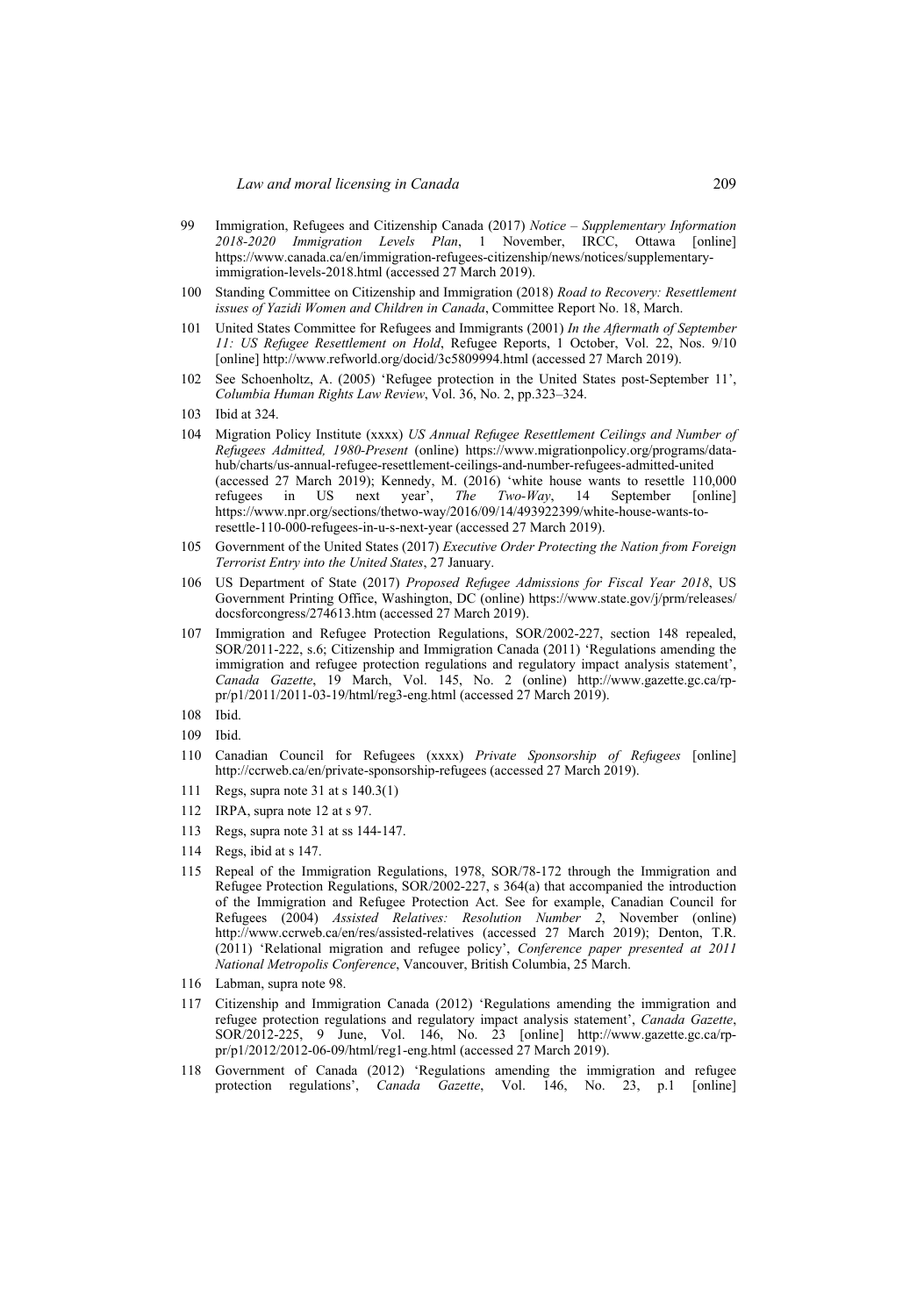99 Immigration, Refugees and Citizenship Canada (2017) *Notice – Supplementary Information 2018-2020 Immigration Levels Plan*, 1 November, IRCC, Ottawa [online] https://www.canada.ca/en/immigration-refugees-citizenship/news/notices/supplementary-immigration-levels-2018.html (accessed 27 March 2019).

100 Standing Committee on Citizenship and Immigration (2018) *Road to Recovery: Resettlement issues of Yazidi Women and Children in Canada*, Committee Report No. 18, March.

101 United States Committee for Refugees and Immigrants (2001) *In the Aftermath of September 11: US Refugee Resettlement on Hold*, Refugee Reports, 1 October, Vol. 22, Nos. 9/10 [online] http://www.refworld.org/docid/3c5809994.html (accessed 27 March 2019).

102 See Schoenholtz, A. (2005) 'Refugee protection in the United States post-September 11', *Columbia Human Rights Law Review*, Vol. 36, No. 2, pp.323–324.

103 Ibid at 324.

104 Migration Policy Institute (xxxx) *US Annual Refugee Resettlement Ceilings and Number of Refugees Admitted, 1980-Present* (online) https://www.migrationpolicy.org/programs/data-hub/charts/us-annual-refugee-resettlement-ceilings-and-number-refugees-admitted-united (accessed 27 March 2019); Kennedy, M. (2016) 'white house wants to resettle 110,000 refugees in US next year', *The Two-Way*, 14 September [online] https://www.npr.org/sections/thetwo-way/2016/09/14/493922399/white-house-wants-to-resettle-110-000-refugees-in-u-s-next-year (accessed 27 March 2019).

105 Government of the United States (2017) *Executive Order Protecting the Nation from Foreign Terrorist Entry into the United States*, 27 January.

106 US Department of State (2017) *Proposed Refugee Admissions for Fiscal Year 2018*, US Government Printing Office, Washington, DC (online) https://www.state.gov/j/prm/releases/docsforcongress/274613.htm (accessed 27 March 2019).

107 Immigration and Refugee Protection Regulations, SOR/2002-227, section 148 repealed, SOR/2011-222, s.6; Citizenship and Immigration Canada (2011) 'Regulations amending the immigration and refugee protection regulations and regulatory impact analysis statement', *Canada Gazette*, 19 March, Vol. 145, No. 2 (online) http://www.gazette.gc.ca/rp-pr/p1/2011/2011-03-19/html/reg3-eng.html (accessed 27 March 2019).

108 Ibid.

109 Ibid.

110 Canadian Council for Refugees (xxxx) *Private Sponsorship of Refugees* [online] http://ccrweb.ca/en/private-sponsorship-refugees (accessed 27 March 2019).

111 Regs, supra note 31 at s 140.3(1)

112 IRPA, supra note 12 at s 97.

113 Regs, supra note 31 at ss 144-147.

114 Regs, ibid at s 147.

115 Repeal of the Immigration Regulations, 1978, SOR/78-172 through the Immigration and Refugee Protection Regulations, SOR/2002-227, s 364(a) that accompanied the introduction of the Immigration and Refugee Protection Act. See for example, Canadian Council for Refugees (2004) *Assisted Relatives: Resolution Number 2*, November (online) http://www.ccrweb.ca/en/res/assisted-relatives (accessed 27 March 2019); Denton, T.R. (2011) 'Relational migration and refugee policy', *Conference paper presented at 2011 National Metropolis Conference*, Vancouver, British Columbia, 25 March.

116 Labman, supra note 98.

117 Citizenship and Immigration Canada (2012) 'Regulations amending the immigration and refugee protection regulations and regulatory impact analysis statement', *Canada Gazette*, SOR/2012-225, 9 June, Vol. 146, No. 23 [online] http://www.gazette.gc.ca/rp-pr/p1/2012/2012-06-09/html/reg1-eng.html (accessed 27 March 2019).

118 Government of Canada (2012) 'Regulations amending the immigration and refugee protection regulations', *Canada Gazette*, Vol. 146, No. 23, p.1 [online]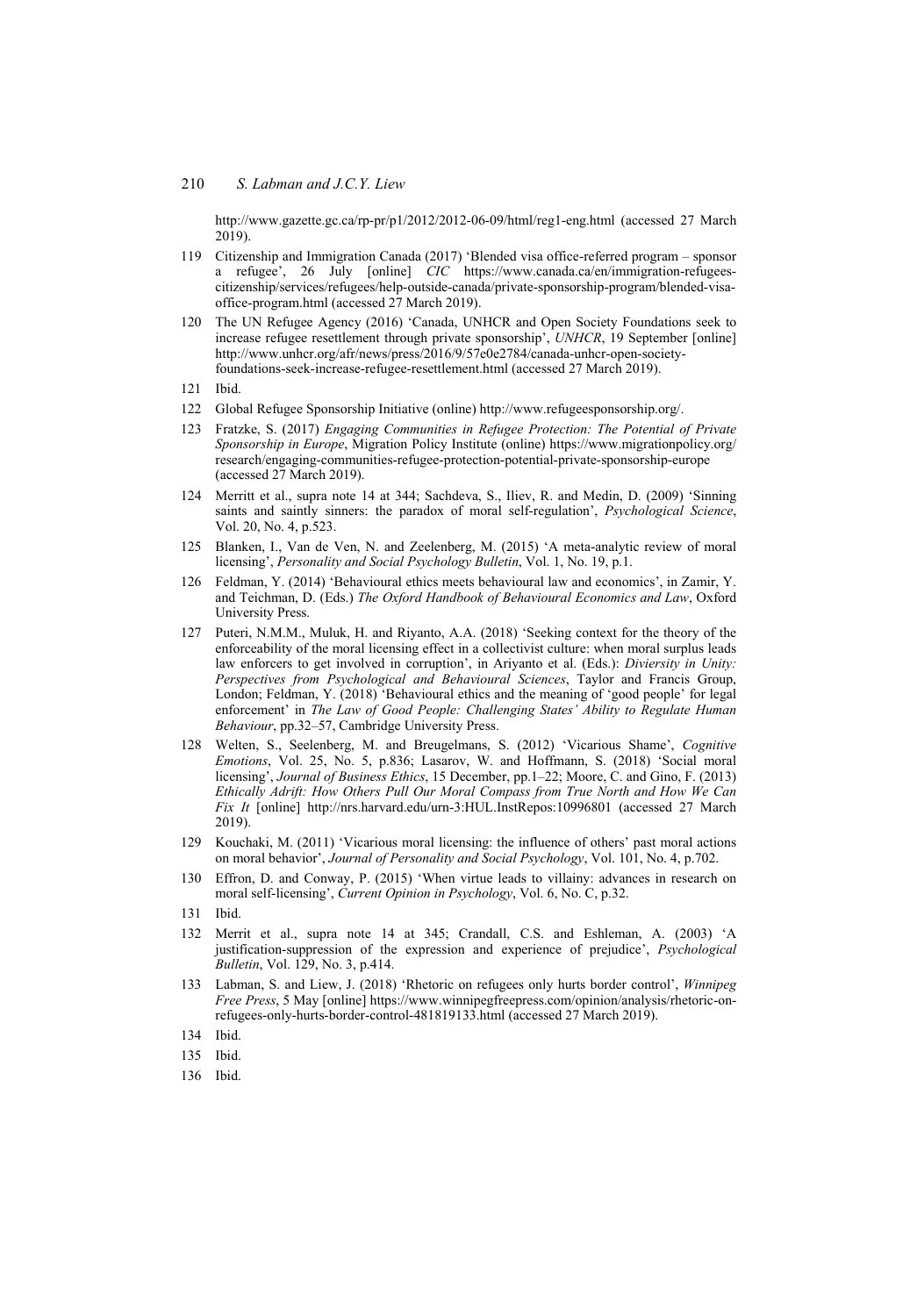http://www.gazette.gc.ca/rp-pr/p1/2012/2012-06-09/html/reg1-eng.html (accessed 27 March 2019).

119 Citizenship and Immigration Canada (2017) 'Blended visa office-referred program – sponsor a refugee', 26 July [online] *CIC* https://www.canada.ca/en/immigration-refugees-citizenship/services/refugees/help-outside-canada/private-sponsorship-program/blended-visa-office-program.html (accessed 27 March 2019).

120 The UN Refugee Agency (2016) 'Canada, UNHCR and Open Society Foundations seek to increase refugee resettlement through private sponsorship', *UNHCR*, 19 September [online] http://www.unhcr.org/afr/news/press/2016/9/57e0e2784/canada-unhcr-open-society-foundations-seek-increase-refugee-resettlement.html (accessed 27 March 2019).

121 Ibid.

122 Global Refugee Sponsorship Initiative (online) http://www.refugeesponsorship.org/.

123 Fratzke, S. (2017) *Engaging Communities in Refugee Protection: The Potential of Private Sponsorship in Europe*, Migration Policy Institute (online) https://www.migrationpolicy.org/research/engaging-communities-refugee-protection-potential-private-sponsorship-europe (accessed 27 March 2019).

124 Merritt et al., supra note 14 at 344; Sachdeva, S., Iliev, R. and Medin, D. (2009) 'Sinning saints and saintly sinners: the paradox of moral self-regulation', *Psychological Science*, Vol. 20, No. 4, p.523.

125 Blanken, I., Van de Ven, N. and Zeelenberg, M. (2015) 'A meta-analytic review of moral licensing', *Personality and Social Psychology Bulletin*, Vol. 1, No. 19, p.1.

126 Feldman, Y. (2014) 'Behavioural ethics meets behavioural law and economics', in Zamir, Y. and Teichman, D. (Eds.) *The Oxford Handbook of Behavioural Economics and Law*, Oxford University Press.

127 Puteri, N.M.M., Muluk, H. and Riyanto, A.A. (2018) 'Seeking context for the theory of the enforceability of the moral licensing effect in a collectivist culture: when moral surplus leads law enforcers to get involved in corruption', in Ariyanto et al. (Eds.): *Diviersity in Unity: Perspectives from Psychological and Behavioural Sciences*, Taylor and Francis Group, London; Feldman, Y. (2018) 'Behavioural ethics and the meaning of 'good people' for legal enforcement' in *The Law of Good People: Challenging States' Ability to Regulate Human Behaviour*, pp.32–57, Cambridge University Press.

128 Welten, S., Seelenberg, M. and Breugelmans, S. (2012) 'Vicarious Shame', *Cognitive Emotions*, Vol. 25, No. 5, p.836; Lasarov, W. and Hoffmann, S. (2018) 'Social moral licensing', *Journal of Business Ethics*, 15 December, pp.1–22; Moore, C. and Gino, F. (2013) *Ethically Adrift: How Others Pull Our Moral Compass from True North and How We Can Fix It* [online] http://nrs.harvard.edu/urn-3:HUL.InstRepos:10996801 (accessed 27 March 2019).

129 Kouchaki, M. (2011) 'Vicarious moral licensing: the influence of others' past moral actions on moral behavior', *Journal of Personality and Social Psychology*, Vol. 101, No. 4, p.702.

130 Effron, D. and Conway, P. (2015) 'When virtue leads to villainy: advances in research on moral self-licensing', *Current Opinion in Psychology*, Vol. 6, No. C, p.32.

131 Ibid.

132 Merrit et al., supra note 14 at 345; Crandall, C.S. and Eshleman, A. (2003) 'A justification-suppression of the expression and experience of prejudice', *Psychological Bulletin*, Vol. 129, No. 3, p.414.

133 Labman, S. and Liew, J. (2018) 'Rhetoric on refugees only hurts border control', *Winnipeg Free Press*, 5 May [online] https://www.winnipegfreepress.com/opinion/analysis/rhetoric-on-refugees-only-hurts-border-control-481819133.html (accessed 27 March 2019).

134 Ibid.

135 Ibid.

136 Ibid.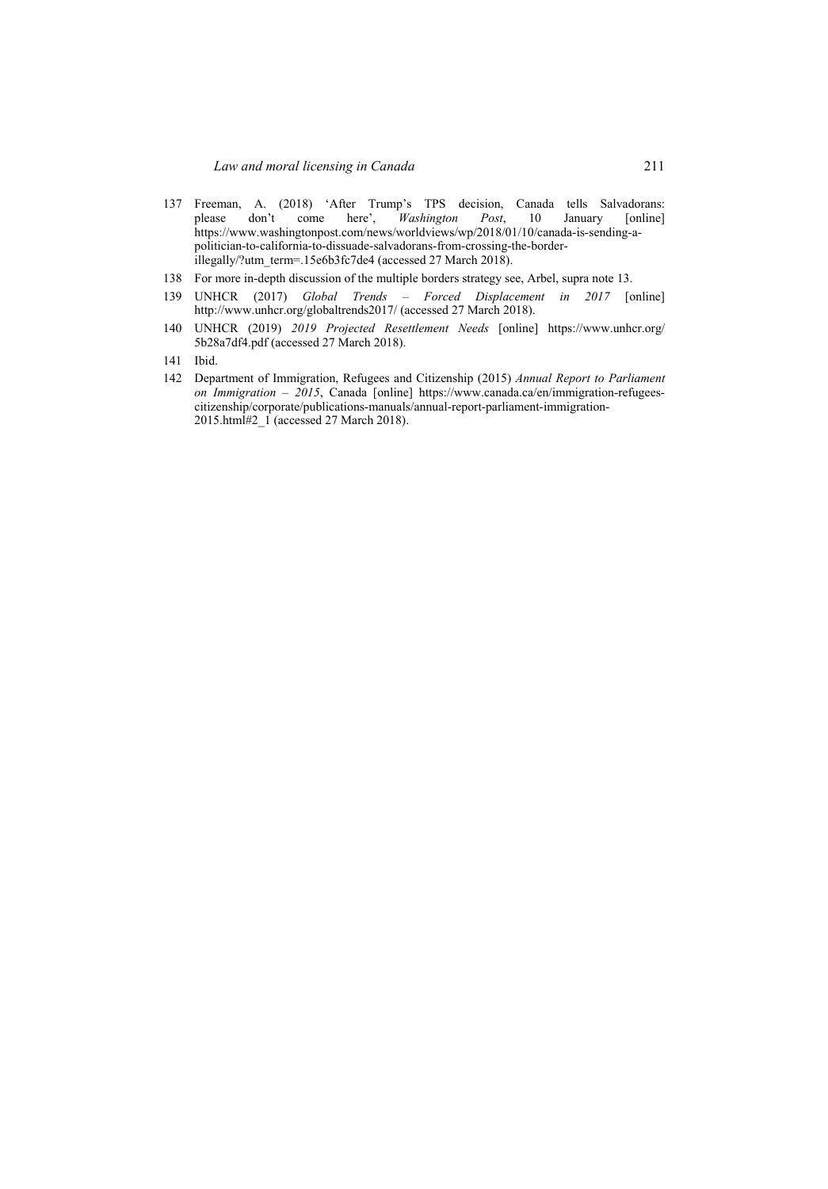137 Freeman, A. (2018) ‘After Trump’s TPS decision, Canada tells Salvadorans: please don’t come here’, *Washington Post*, 10 January [online] https://www.washingtonpost.com/news/worldviews/wp/2018/01/10/canada-is-sending-a-politician-to-california-to-dissuade-salvadorans-from-crossing-the-border-illegally/?utm_term=.15e6b3fc7de4 (accessed 27 March 2018).

138 For more in-depth discussion of the multiple borders strategy see, Arbel, supra note 13.

139 UNHCR (2017) *Global Trends – Forced Displacement in 2017* [online] http://www.unhcr.org/globaltrends2017/ (accessed 27 March 2018).

140 UNHCR (2019) *2019 Projected Resettlement Needs* [online] https://www.unhcr.org/5b28a7df4.pdf (accessed 27 March 2018).

141 Ibid.

142 Department of Immigration, Refugees and Citizenship (2015) *Annual Report to Parliament on Immigration – 2015*, Canada [online] https://www.canada.ca/en/immigration-refugees-citizenship/corporate/publications-manuals/annual-report-parliament-immigration-2015.html#2_1 (accessed 27 March 2018).